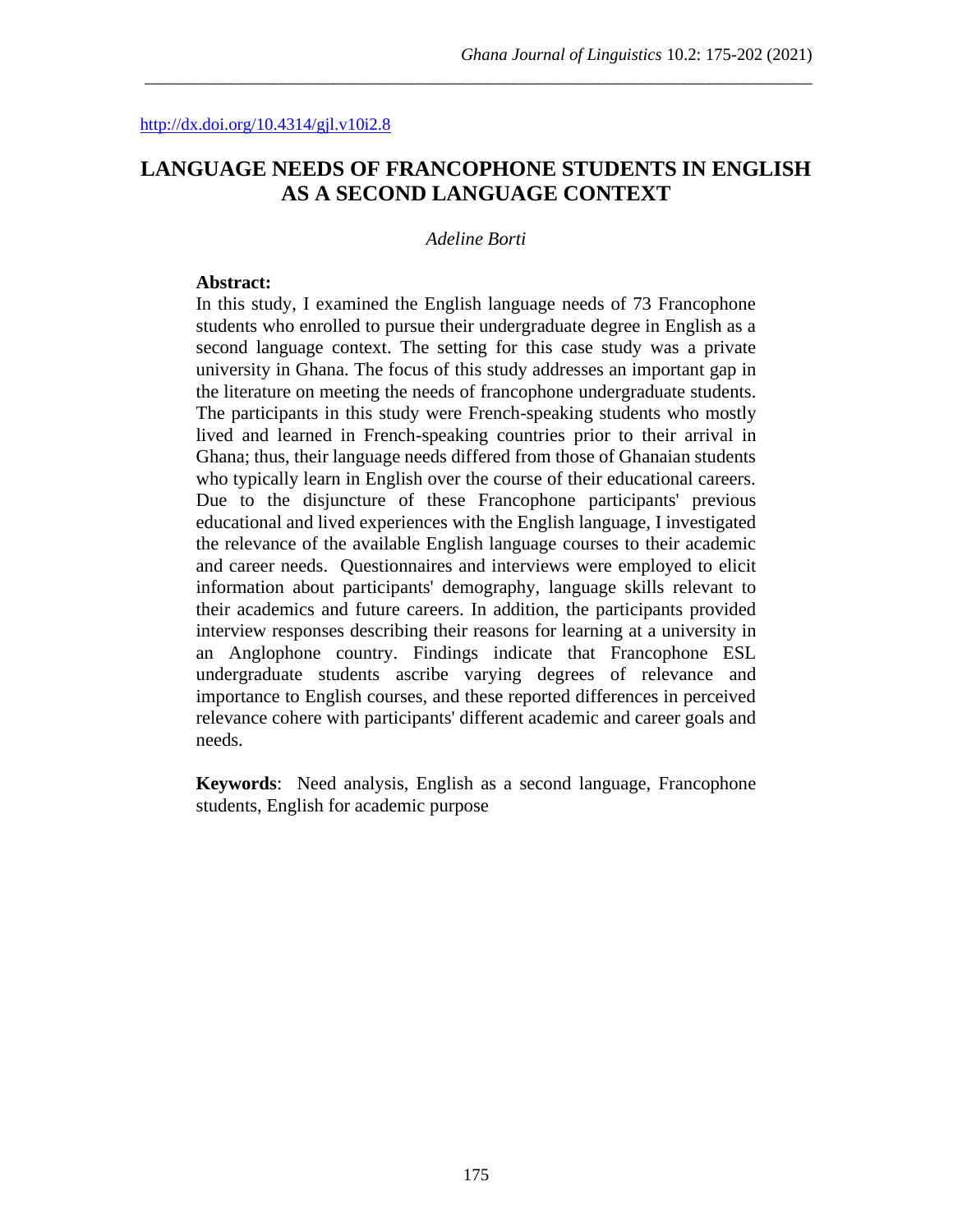http://dx.doi.org/10.4314/gjl.v10i2.8

# LANGUAGE NEEDS OF FRANCOPHONE STUDENTS IN ENGLISH AS A SECOND LANGUAGE CONTEXT

*Adeline Borti*

**Abstract:**

In this study, I examined the English language needs of 73 Francophone students who enrolled to pursue their undergraduate degree in English as a second language context. The setting for this case study was a private university in Ghana. The focus of this study addresses an important gap in the literature on meeting the needs of francophone undergraduate students. The participants in this study were French-speaking students who mostly lived and learned in French-speaking countries prior to their arrival in Ghana; thus, their language needs differed from those of Ghanaian students who typically learn in English over the course of their educational careers. Due to the disjuncture of these Francophone participants' previous educational and lived experiences with the English language, I investigated the relevance of the available English language courses to their academic and career needs. Questionnaires and interviews were employed to elicit information about participants' demography, language skills relevant to their academics and future careers. In addition, the participants provided interview responses describing their reasons for learning at a university in an Anglophone country. Findings indicate that Francophone ESL undergraduate students ascribe varying degrees of relevance and importance to English courses, and these reported differences in perceived relevance cohere with participants' different academic and career goals and needs.

**Keywords**: Need analysis, English as a second language, Francophone students, English for academic purpose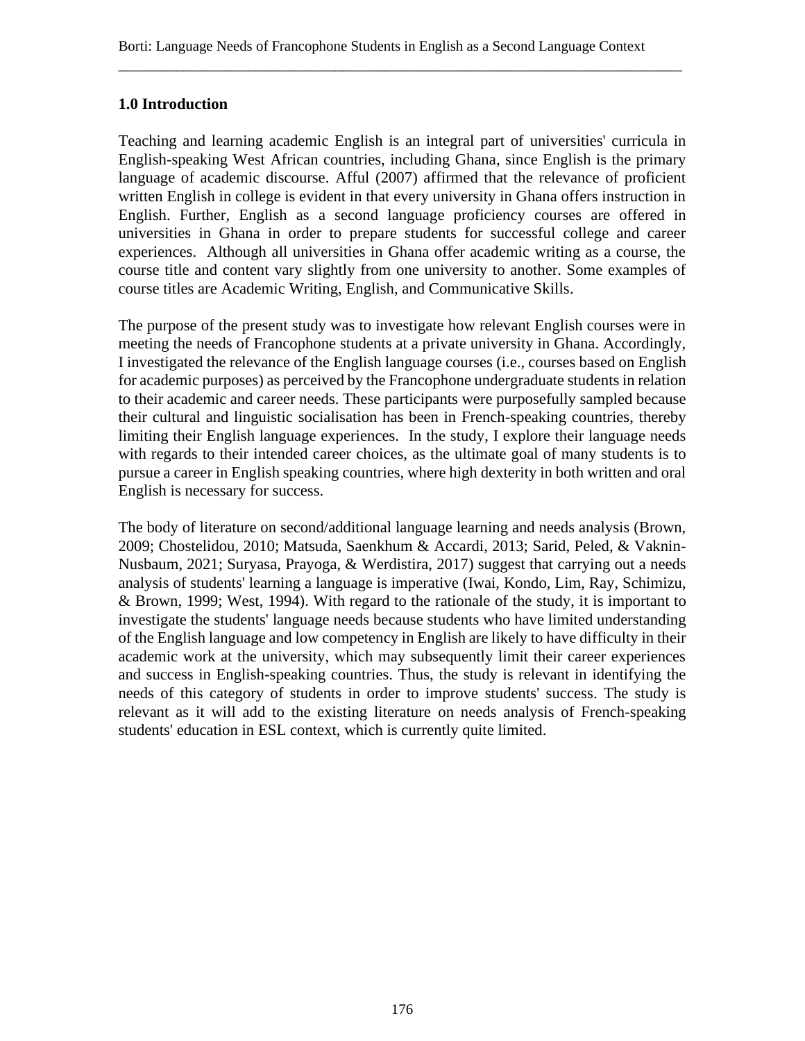## 1.0 Introduction

Teaching and learning academic English is an integral part of universities' curricula in English-speaking West African countries, including Ghana, since English is the primary language of academic discourse. Afful (2007) affirmed that the relevance of proficient written English in college is evident in that every university in Ghana offers instruction in English. Further, English as a second language proficiency courses are offered in universities in Ghana in order to prepare students for successful college and career experiences. Although all universities in Ghana offer academic writing as a course, the course title and content vary slightly from one university to another. Some examples of course titles are Academic Writing, English, and Communicative Skills.

The purpose of the present study was to investigate how relevant English courses were in meeting the needs of Francophone students at a private university in Ghana. Accordingly, I investigated the relevance of the English language courses (i.e., courses based on English for academic purposes) as perceived by the Francophone undergraduate students in relation to their academic and career needs. These participants were purposefully sampled because their cultural and linguistic socialisation has been in French-speaking countries, thereby limiting their English language experiences. In the study, I explore their language needs with regards to their intended career choices, as the ultimate goal of many students is to pursue a career in English speaking countries, where high dexterity in both written and oral English is necessary for success.

The body of literature on second/additional language learning and needs analysis (Brown, 2009; Chostelidou, 2010; Matsuda, Saenkhum & Accardi, 2013; Sarid, Peled, & Vaknin-Nusbaum, 2021; Suryasa, Prayoga, & Werdistira, 2017) suggest that carrying out a needs analysis of students' learning a language is imperative (Iwai, Kondo, Lim, Ray, Schimizu, & Brown, 1999; West, 1994). With regard to the rationale of the study, it is important to investigate the students' language needs because students who have limited understanding of the English language and low competency in English are likely to have difficulty in their academic work at the university, which may subsequently limit their career experiences and success in English-speaking countries. Thus, the study is relevant in identifying the needs of this category of students in order to improve students' success. The study is relevant as it will add to the existing literature on needs analysis of French-speaking students' education in ESL context, which is currently quite limited.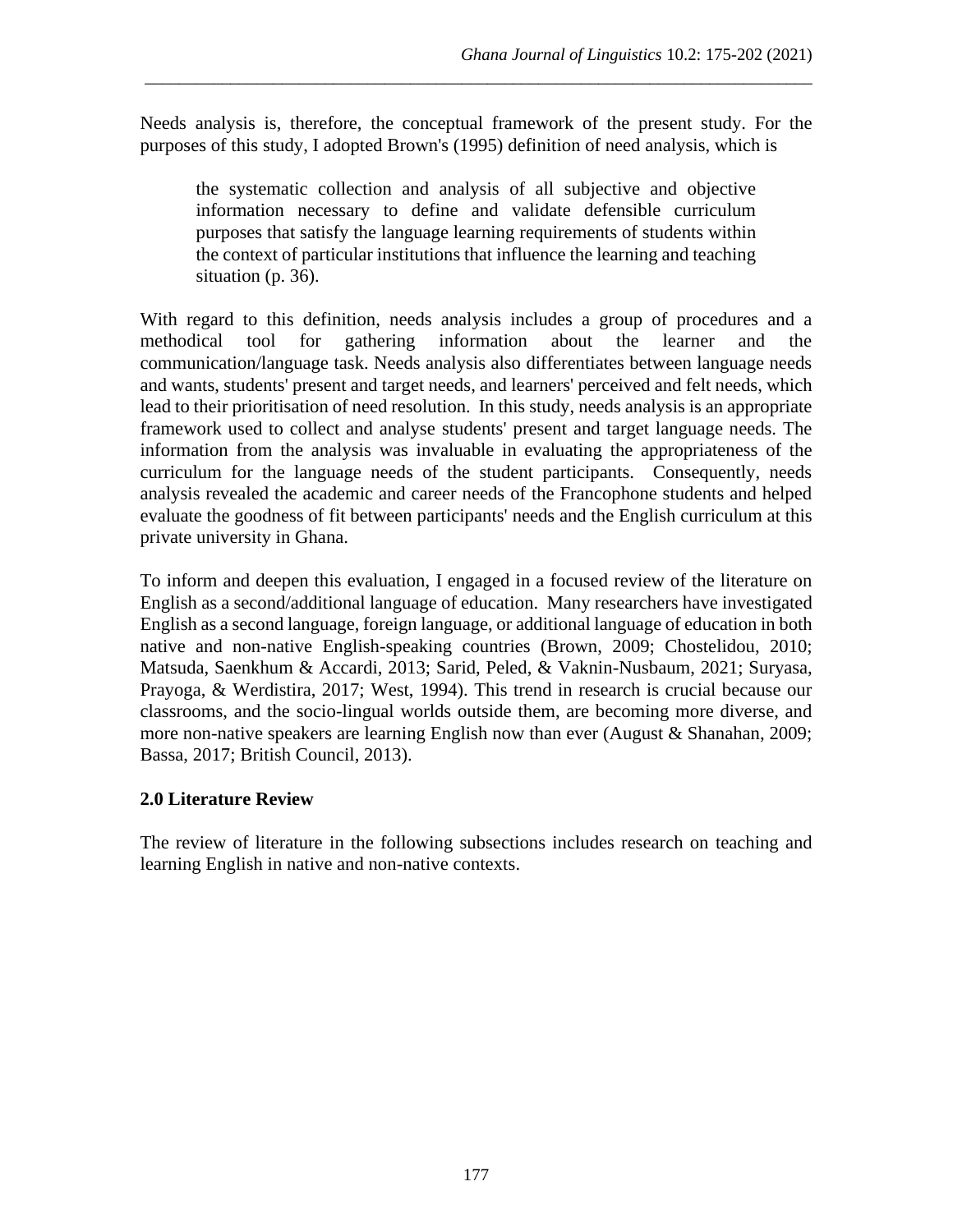Needs analysis is, therefore, the conceptual framework of the present study. For the purposes of this study, I adopted Brown's (1995) definition of need analysis, which is

> the systematic collection and analysis of all subjective and objective information necessary to define and validate defensible curriculum purposes that satisfy the language learning requirements of students within the context of particular institutions that influence the learning and teaching situation (p. 36).

With regard to this definition, needs analysis includes a group of procedures and a methodical tool for gathering information about the learner and the communication/language task. Needs analysis also differentiates between language needs and wants, students' present and target needs, and learners' perceived and felt needs, which lead to their prioritisation of need resolution. In this study, needs analysis is an appropriate framework used to collect and analyse students' present and target language needs. The information from the analysis was invaluable in evaluating the appropriateness of the curriculum for the language needs of the student participants. Consequently, needs analysis revealed the academic and career needs of the Francophone students and helped evaluate the goodness of fit between participants' needs and the English curriculum at this private university in Ghana.

To inform and deepen this evaluation, I engaged in a focused review of the literature on English as a second/additional language of education. Many researchers have investigated English as a second language, foreign language, or additional language of education in both native and non-native English-speaking countries (Brown, 2009; Chostelidou, 2010; Matsuda, Saenkhum & Accardi, 2013; Sarid, Peled, & Vaknin-Nusbaum, 2021; Suryasa, Prayoga, & Werdistira, 2017; West, 1994). This trend in research is crucial because our classrooms, and the socio-lingual worlds outside them, are becoming more diverse, and more non-native speakers are learning English now than ever (August & Shanahan, 2009; Bassa, 2017; British Council, 2013).

## 2.0 Literature Review

The review of literature in the following subsections includes research on teaching and learning English in native and non-native contexts.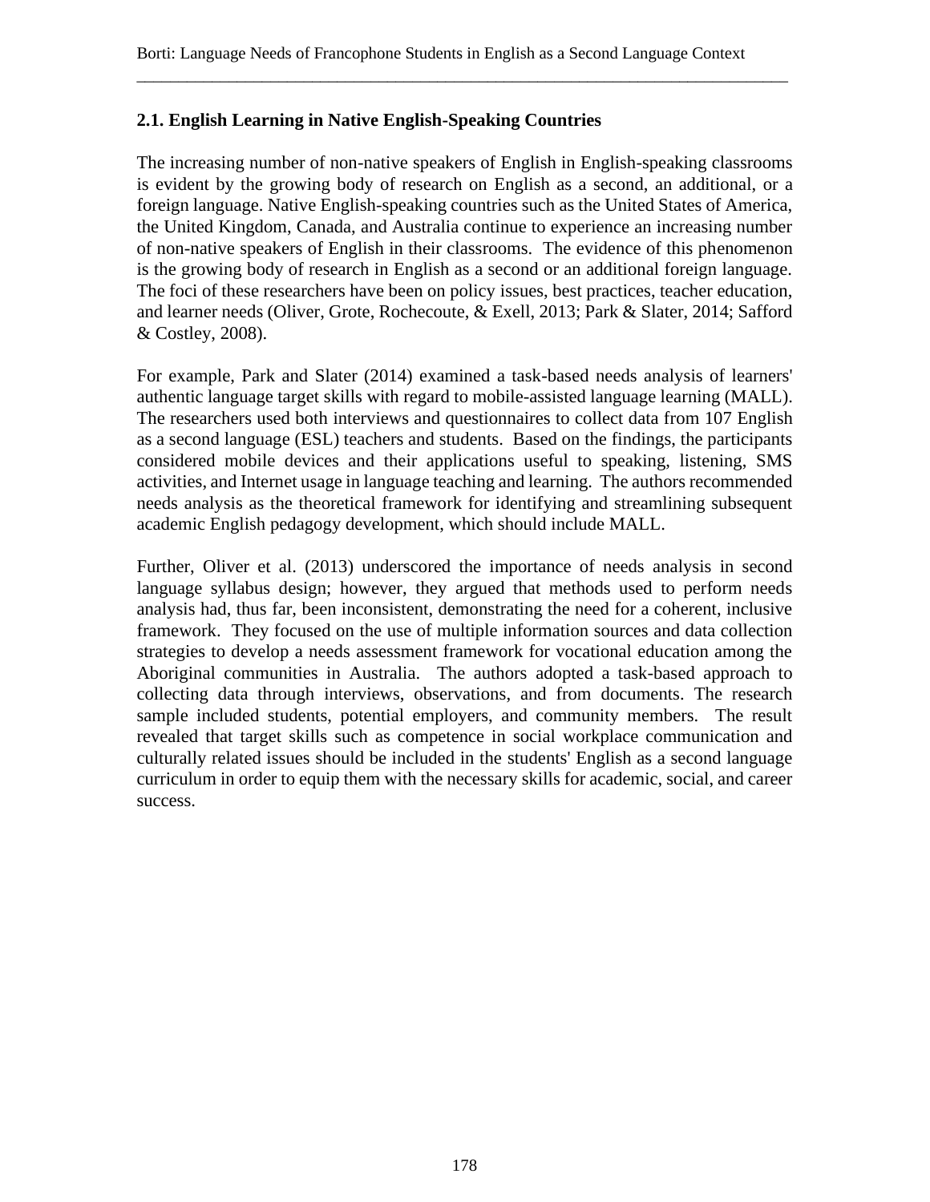### 2.1. English Learning in Native English-Speaking Countries

The increasing number of non-native speakers of English in English-speaking classrooms is evident by the growing body of research on English as a second, an additional, or a foreign language. Native English-speaking countries such as the United States of America, the United Kingdom, Canada, and Australia continue to experience an increasing number of non-native speakers of English in their classrooms. The evidence of this phenomenon is the growing body of research in English as a second or an additional foreign language. The foci of these researchers have been on policy issues, best practices, teacher education, and learner needs (Oliver, Grote, Rochecoute, & Exell, 2013; Park & Slater, 2014; Safford & Costley, 2008).

For example, Park and Slater (2014) examined a task-based needs analysis of learners' authentic language target skills with regard to mobile-assisted language learning (MALL). The researchers used both interviews and questionnaires to collect data from 107 English as a second language (ESL) teachers and students. Based on the findings, the participants considered mobile devices and their applications useful to speaking, listening, SMS activities, and Internet usage in language teaching and learning. The authors recommended needs analysis as the theoretical framework for identifying and streamlining subsequent academic English pedagogy development, which should include MALL.

Further, Oliver et al. (2013) underscored the importance of needs analysis in second language syllabus design; however, they argued that methods used to perform needs analysis had, thus far, been inconsistent, demonstrating the need for a coherent, inclusive framework. They focused on the use of multiple information sources and data collection strategies to develop a needs assessment framework for vocational education among the Aboriginal communities in Australia. The authors adopted a task-based approach to collecting data through interviews, observations, and from documents. The research sample included students, potential employers, and community members. The result revealed that target skills such as competence in social workplace communication and culturally related issues should be included in the students' English as a second language curriculum in order to equip them with the necessary skills for academic, social, and career success.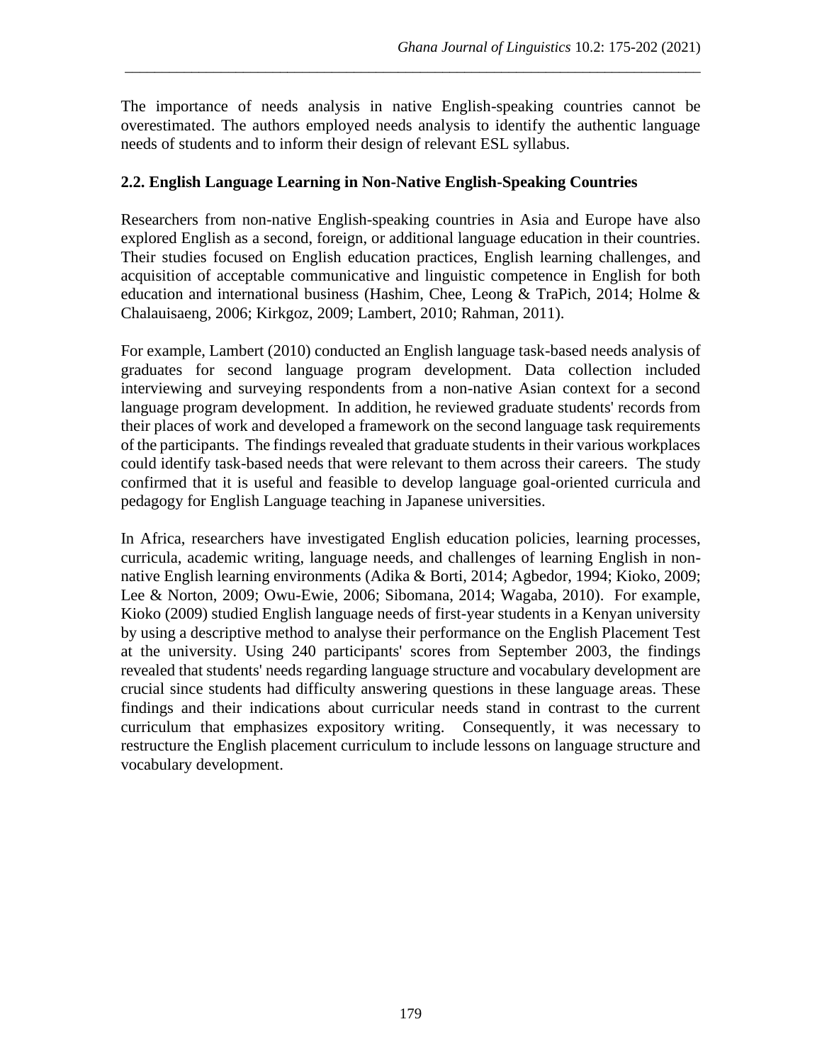The importance of needs analysis in native English-speaking countries cannot be overestimated. The authors employed needs analysis to identify the authentic language needs of students and to inform their design of relevant ESL syllabus.

### 2.2. English Language Learning in Non-Native English-Speaking Countries

Researchers from non-native English-speaking countries in Asia and Europe have also explored English as a second, foreign, or additional language education in their countries. Their studies focused on English education practices, English learning challenges, and acquisition of acceptable communicative and linguistic competence in English for both education and international business (Hashim, Chee, Leong & TraPich, 2014; Holme & Chalauisaeng, 2006; Kirkgoz, 2009; Lambert, 2010; Rahman, 2011).

For example, Lambert (2010) conducted an English language task-based needs analysis of graduates for second language program development. Data collection included interviewing and surveying respondents from a non-native Asian context for a second language program development. In addition, he reviewed graduate students' records from their places of work and developed a framework on the second language task requirements of the participants. The findings revealed that graduate students in their various workplaces could identify task-based needs that were relevant to them across their careers. The study confirmed that it is useful and feasible to develop language goal-oriented curricula and pedagogy for English Language teaching in Japanese universities.

In Africa, researchers have investigated English education policies, learning processes, curricula, academic writing, language needs, and challenges of learning English in non-native English learning environments (Adika & Borti, 2014; Agbedor, 1994; Kioko, 2009; Lee & Norton, 2009; Owu-Ewie, 2006; Sibomana, 2014; Wagaba, 2010). For example, Kioko (2009) studied English language needs of first-year students in a Kenyan university by using a descriptive method to analyse their performance on the English Placement Test at the university. Using 240 participants' scores from September 2003, the findings revealed that students' needs regarding language structure and vocabulary development are crucial since students had difficulty answering questions in these language areas. These findings and their indications about curricular needs stand in contrast to the current curriculum that emphasizes expository writing. Consequently, it was necessary to restructure the English placement curriculum to include lessons on language structure and vocabulary development.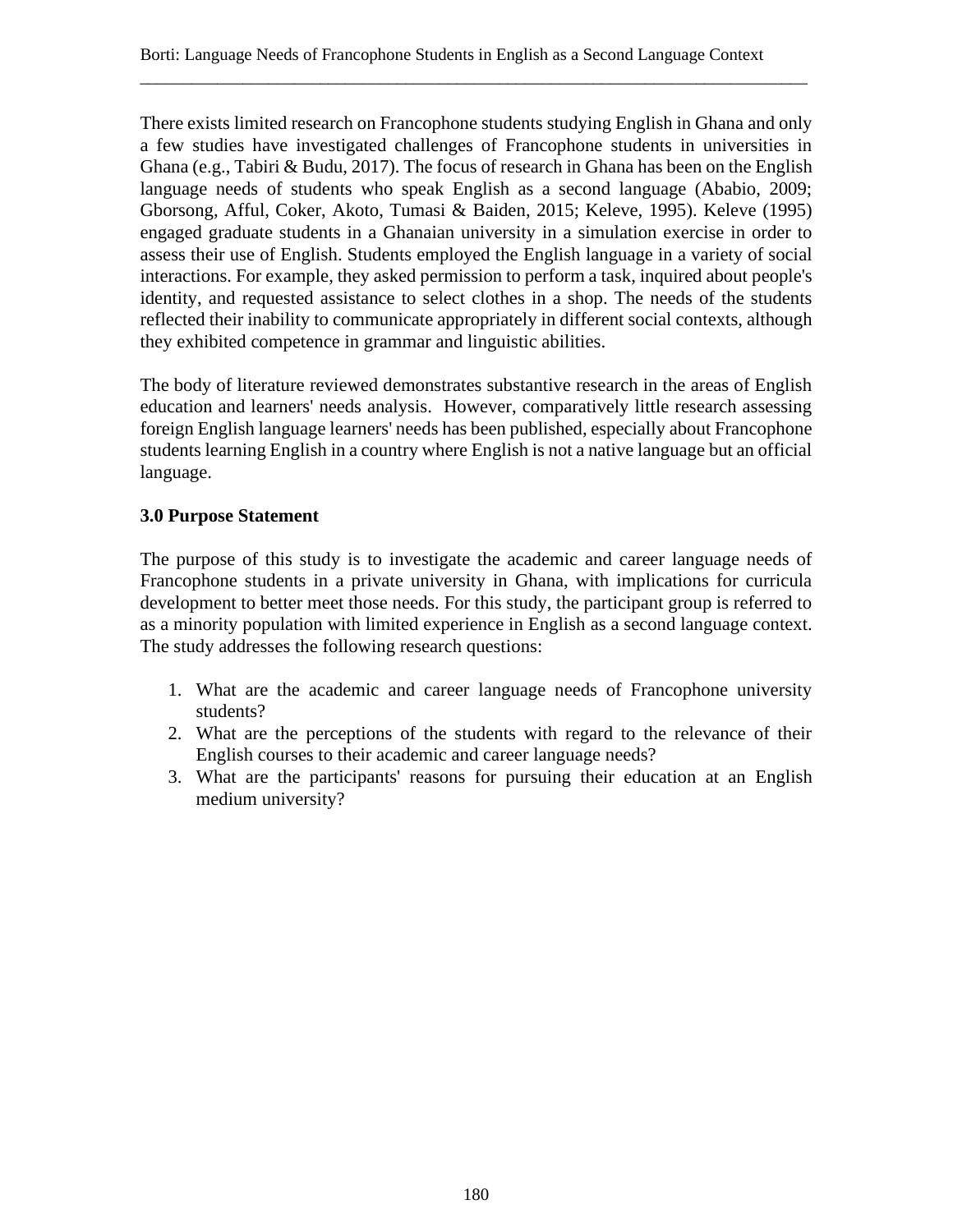There exists limited research on Francophone students studying English in Ghana and only a few studies have investigated challenges of Francophone students in universities in Ghana (e.g., Tabiri & Budu, 2017). The focus of research in Ghana has been on the English language needs of students who speak English as a second language (Ababio, 2009; Gborsong, Afful, Coker, Akoto, Tumasi & Baiden, 2015; Keleve, 1995). Keleve (1995) engaged graduate students in a Ghanaian university in a simulation exercise in order to assess their use of English. Students employed the English language in a variety of social interactions. For example, they asked permission to perform a task, inquired about people's identity, and requested assistance to select clothes in a shop. The needs of the students reflected their inability to communicate appropriately in different social contexts, although they exhibited competence in grammar and linguistic abilities.

The body of literature reviewed demonstrates substantive research in the areas of English education and learners' needs analysis. However, comparatively little research assessing foreign English language learners' needs has been published, especially about Francophone students learning English in a country where English is not a native language but an official language.

## 3.0 Purpose Statement

The purpose of this study is to investigate the academic and career language needs of Francophone students in a private university in Ghana, with implications for curricula development to better meet those needs. For this study, the participant group is referred to as a minority population with limited experience in English as a second language context. The study addresses the following research questions:

1. What are the academic and career language needs of Francophone university students?
2. What are the perceptions of the students with regard to the relevance of their English courses to their academic and career language needs?
3. What are the participants' reasons for pursuing their education at an English medium university?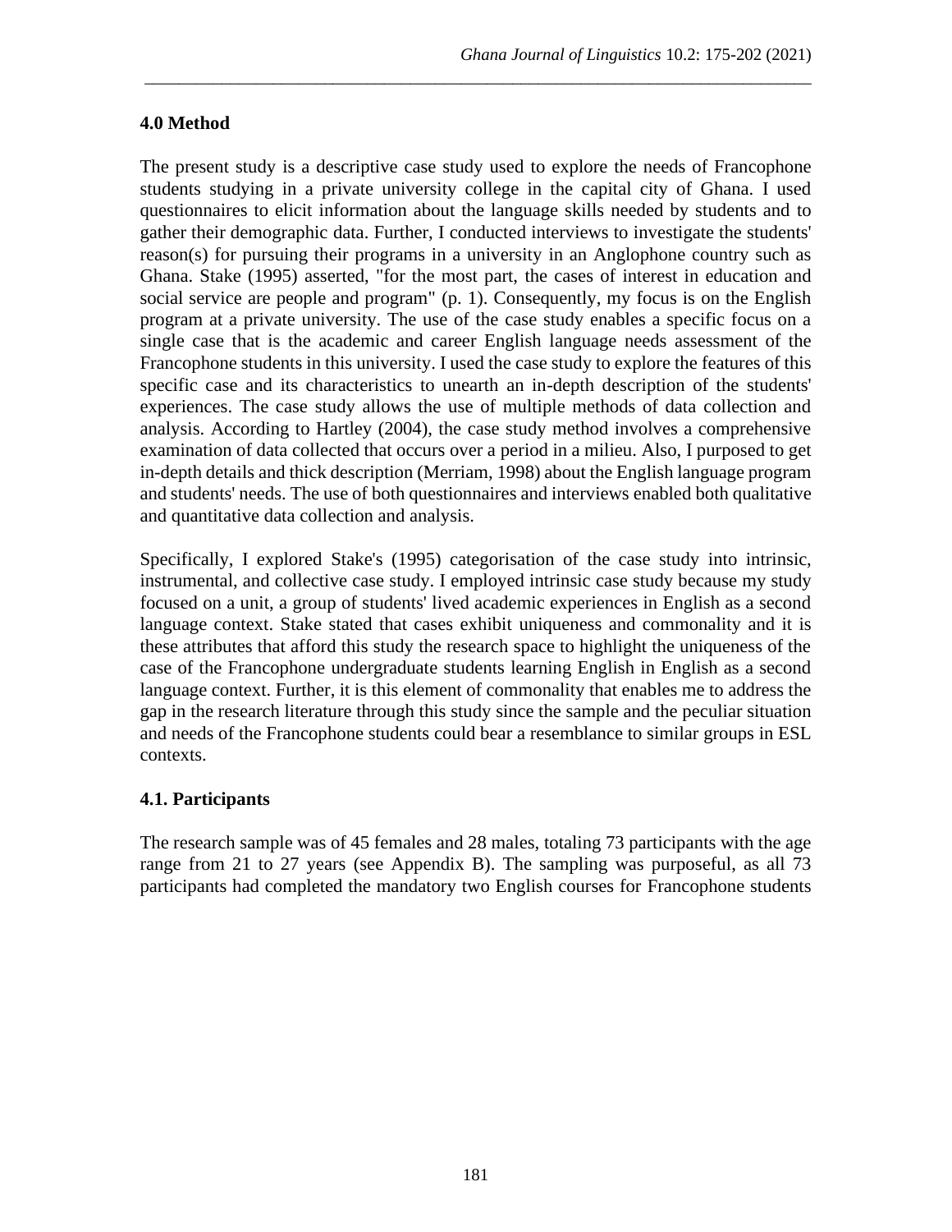## 4.0 Method

The present study is a descriptive case study used to explore the needs of Francophone students studying in a private university college in the capital city of Ghana. I used questionnaires to elicit information about the language skills needed by students and to gather their demographic data. Further, I conducted interviews to investigate the students' reason(s) for pursuing their programs in a university in an Anglophone country such as Ghana. Stake (1995) asserted, "for the most part, the cases of interest in education and social service are people and program" (p. 1). Consequently, my focus is on the English program at a private university. The use of the case study enables a specific focus on a single case that is the academic and career English language needs assessment of the Francophone students in this university. I used the case study to explore the features of this specific case and its characteristics to unearth an in-depth description of the students' experiences. The case study allows the use of multiple methods of data collection and analysis. According to Hartley (2004), the case study method involves a comprehensive examination of data collected that occurs over a period in a milieu. Also, I purposed to get in-depth details and thick description (Merriam, 1998) about the English language program and students' needs. The use of both questionnaires and interviews enabled both qualitative and quantitative data collection and analysis.

Specifically, I explored Stake's (1995) categorisation of the case study into intrinsic, instrumental, and collective case study. I employed intrinsic case study because my study focused on a unit, a group of students' lived academic experiences in English as a second language context. Stake stated that cases exhibit uniqueness and commonality and it is these attributes that afford this study the research space to highlight the uniqueness of the case of the Francophone undergraduate students learning English in English as a second language context. Further, it is this element of commonality that enables me to address the gap in the research literature through this study since the sample and the peculiar situation and needs of the Francophone students could bear a resemblance to similar groups in ESL contexts.

### 4.1. Participants

The research sample was of 45 females and 28 males, totaling 73 participants with the age range from 21 to 27 years (see Appendix B). The sampling was purposeful, as all 73 participants had completed the mandatory two English courses for Francophone students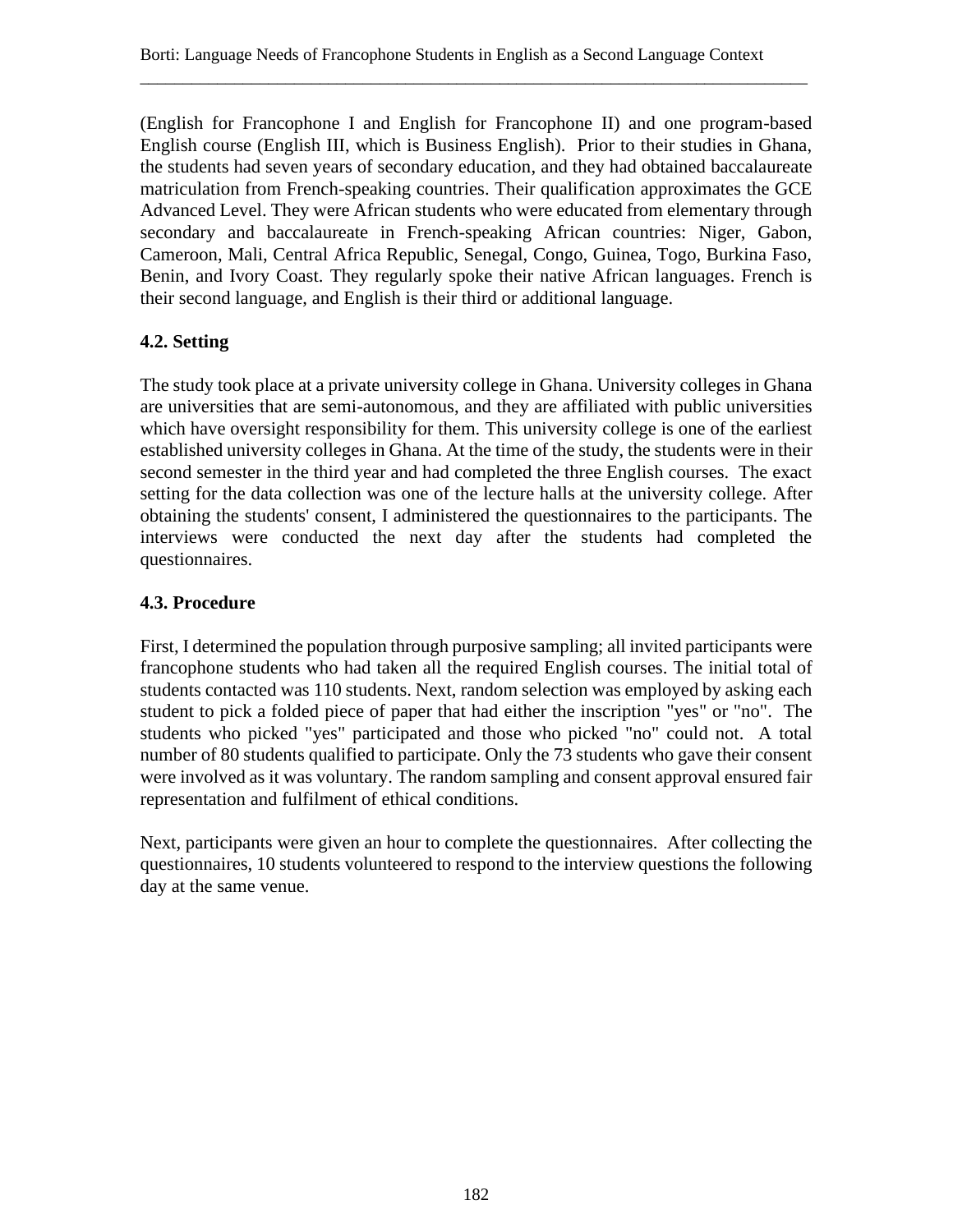(English for Francophone I and English for Francophone II) and one program-based English course (English III, which is Business English). Prior to their studies in Ghana, the students had seven years of secondary education, and they had obtained baccalaureate matriculation from French-speaking countries. Their qualification approximates the GCE Advanced Level. They were African students who were educated from elementary through secondary and baccalaureate in French-speaking African countries: Niger, Gabon, Cameroon, Mali, Central Africa Republic, Senegal, Congo, Guinea, Togo, Burkina Faso, Benin, and Ivory Coast. They regularly spoke their native African languages. French is their second language, and English is their third or additional language.

### 4.2. Setting

The study took place at a private university college in Ghana. University colleges in Ghana are universities that are semi-autonomous, and they are affiliated with public universities which have oversight responsibility for them. This university college is one of the earliest established university colleges in Ghana. At the time of the study, the students were in their second semester in the third year and had completed the three English courses. The exact setting for the data collection was one of the lecture halls at the university college. After obtaining the students' consent, I administered the questionnaires to the participants. The interviews were conducted the next day after the students had completed the questionnaires.

### 4.3. Procedure

First, I determined the population through purposive sampling; all invited participants were francophone students who had taken all the required English courses. The initial total of students contacted was 110 students. Next, random selection was employed by asking each student to pick a folded piece of paper that had either the inscription "yes" or "no". The students who picked "yes" participated and those who picked "no" could not. A total number of 80 students qualified to participate. Only the 73 students who gave their consent were involved as it was voluntary. The random sampling and consent approval ensured fair representation and fulfilment of ethical conditions.

Next, participants were given an hour to complete the questionnaires. After collecting the questionnaires, 10 students volunteered to respond to the interview questions the following day at the same venue.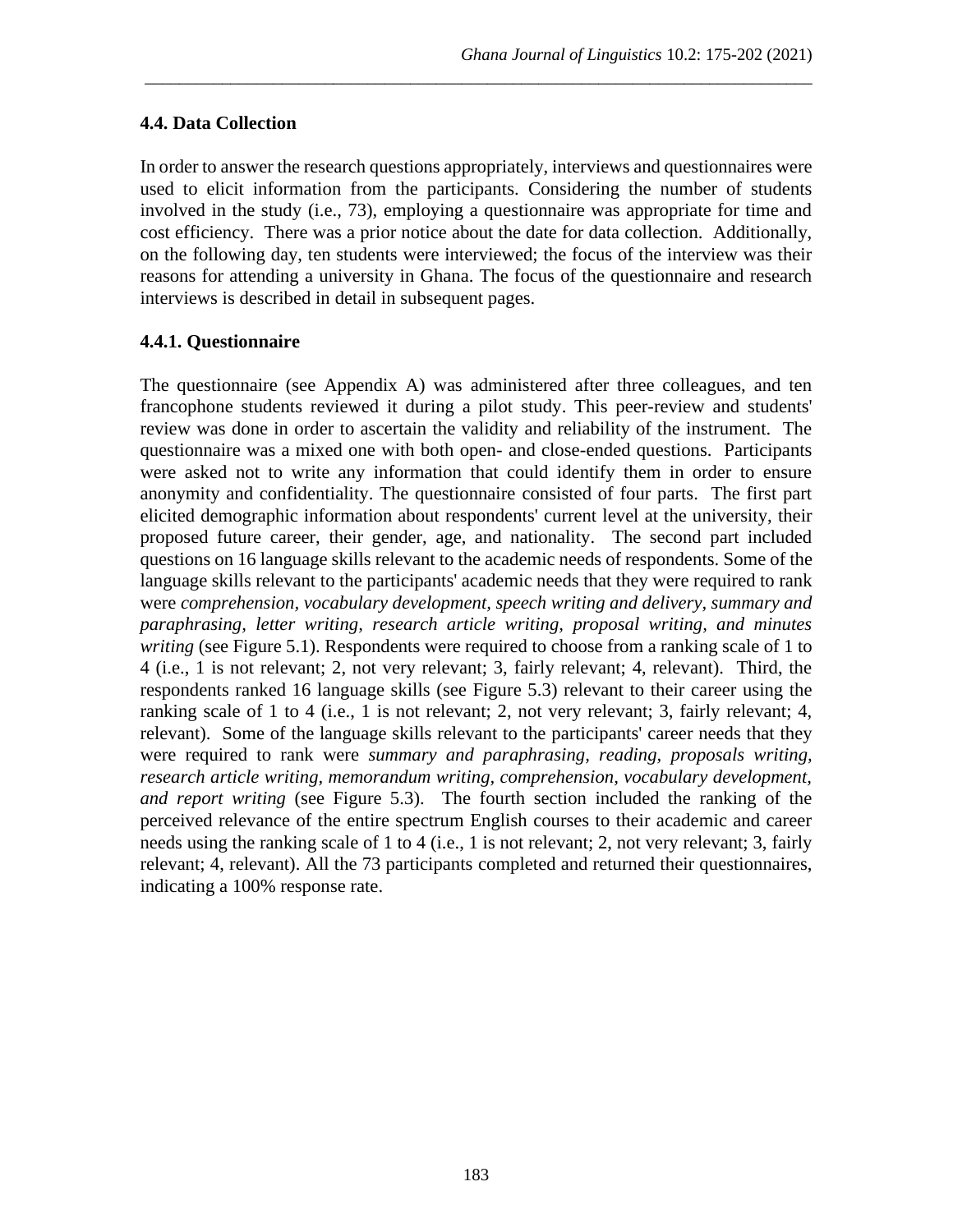### 4.4. Data Collection

In order to answer the research questions appropriately, interviews and questionnaires were used to elicit information from the participants. Considering the number of students involved in the study (i.e., 73), employing a questionnaire was appropriate for time and cost efficiency. There was a prior notice about the date for data collection. Additionally, on the following day, ten students were interviewed; the focus of the interview was their reasons for attending a university in Ghana. The focus of the questionnaire and research interviews is described in detail in subsequent pages.

#### 4.4.1. Questionnaire

The questionnaire (see Appendix A) was administered after three colleagues, and ten francophone students reviewed it during a pilot study. This peer-review and students' review was done in order to ascertain the validity and reliability of the instrument. The questionnaire was a mixed one with both open- and close-ended questions. Participants were asked not to write any information that could identify them in order to ensure anonymity and confidentiality. The questionnaire consisted of four parts. The first part elicited demographic information about respondents' current level at the university, their proposed future career, their gender, age, and nationality. The second part included questions on 16 language skills relevant to the academic needs of respondents. Some of the language skills relevant to the participants' academic needs that they were required to rank were *comprehension, vocabulary development, speech writing and delivery, summary and paraphrasing, letter writing, research article writing, proposal writing, and minutes writing* (see Figure 5.1). Respondents were required to choose from a ranking scale of 1 to 4 (i.e., 1 is not relevant; 2, not very relevant; 3, fairly relevant; 4, relevant). Third, the respondents ranked 16 language skills (see Figure 5.3) relevant to their career using the ranking scale of 1 to 4 (i.e., 1 is not relevant; 2, not very relevant; 3, fairly relevant; 4, relevant). Some of the language skills relevant to the participants' career needs that they were required to rank were *summary and paraphrasing, reading, proposals writing, research article writing, memorandum writing, comprehension, vocabulary development, and report writing* (see Figure 5.3). The fourth section included the ranking of the perceived relevance of the entire spectrum English courses to their academic and career needs using the ranking scale of 1 to 4 (i.e., 1 is not relevant; 2, not very relevant; 3, fairly relevant; 4, relevant). All the 73 participants completed and returned their questionnaires, indicating a 100% response rate.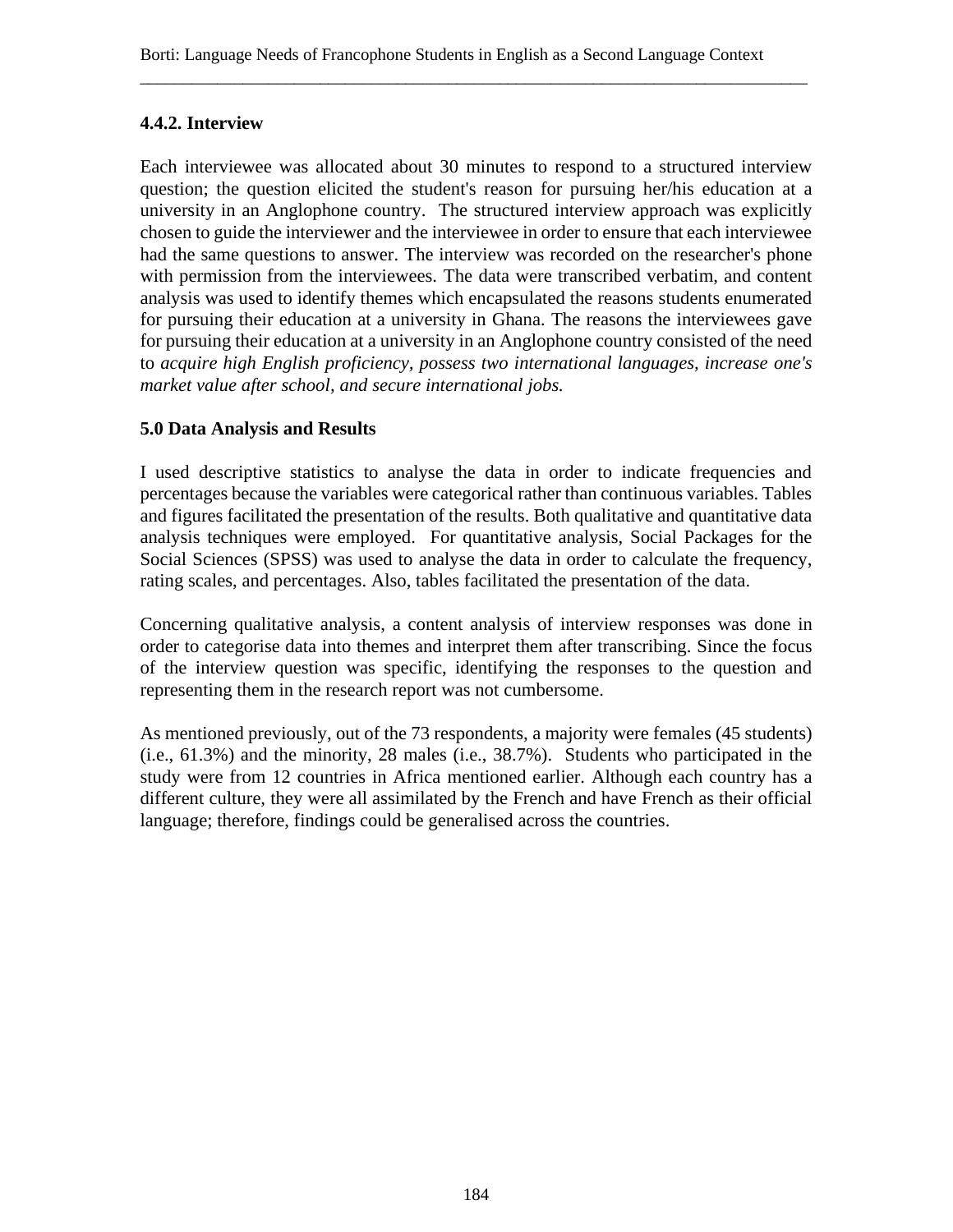### 4.4.2. Interview

Each interviewee was allocated about 30 minutes to respond to a structured interview question; the question elicited the student's reason for pursuing her/his education at a university in an Anglophone country. The structured interview approach was explicitly chosen to guide the interviewer and the interviewee in order to ensure that each interviewee had the same questions to answer. The interview was recorded on the researcher's phone with permission from the interviewees. The data were transcribed verbatim, and content analysis was used to identify themes which encapsulated the reasons students enumerated for pursuing their education at a university in Ghana. The reasons the interviewees gave for pursuing their education at a university in an Anglophone country consisted of the need to *acquire high English proficiency, possess two international languages, increase one's market value after school, and secure international jobs.*

## 5.0 Data Analysis and Results

I used descriptive statistics to analyse the data in order to indicate frequencies and percentages because the variables were categorical rather than continuous variables. Tables and figures facilitated the presentation of the results. Both qualitative and quantitative data analysis techniques were employed. For quantitative analysis, Social Packages for the Social Sciences (SPSS) was used to analyse the data in order to calculate the frequency, rating scales, and percentages. Also, tables facilitated the presentation of the data.

Concerning qualitative analysis, a content analysis of interview responses was done in order to categorise data into themes and interpret them after transcribing. Since the focus of the interview question was specific, identifying the responses to the question and representing them in the research report was not cumbersome.

As mentioned previously, out of the 73 respondents, a majority were females (45 students) (i.e., 61.3%) and the minority, 28 males (i.e., 38.7%). Students who participated in the study were from 12 countries in Africa mentioned earlier. Although each country has a different culture, they were all assimilated by the French and have French as their official language; therefore, findings could be generalised across the countries.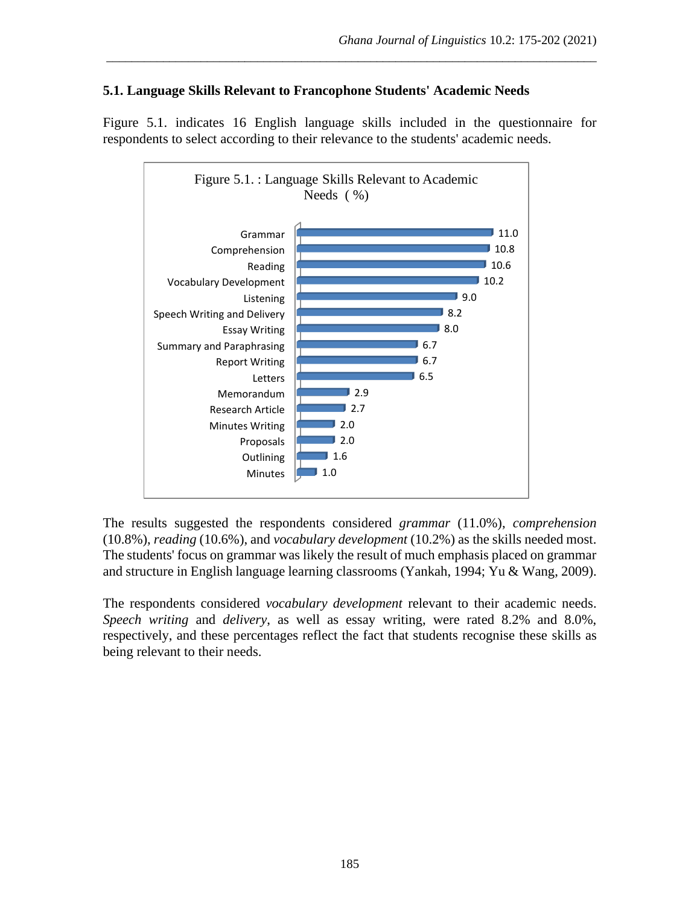### 5.1. Language Skills Relevant to Francophone Students' Academic Needs

Figure 5.1. indicates 16 English language skills included in the questionnaire for respondents to select according to their relevance to the students' academic needs.

Figure 5.1. : Language Skills Relevant to Academic Needs ( %)

| Skill | % |
|---|---|
| Grammar | 11.0 |
| Comprehension | 10.8 |
| Reading | 10.6 |
| Vocabulary Development | 10.2 |
| Listening | 9.0 |
| Speech Writing and Delivery | 8.2 |
| Essay Writing | 8.0 |
| Summary and Paraphrasing | 6.7 |
| Report Writing | 6.7 |
| Letters | 6.5 |
| Memorandum | 2.9 |
| Research Article | 2.7 |
| Minutes Writing | 2.0 |
| Proposals | 2.0 |
| Outlining | 1.6 |
| Minutes | 1.0 |

The results suggested the respondents considered *grammar* (11.0%), *comprehension* (10.8%), *reading* (10.6%), and *vocabulary development* (10.2%) as the skills needed most. The students' focus on grammar was likely the result of much emphasis placed on grammar and structure in English language learning classrooms (Yankah, 1994; Yu & Wang, 2009).

The respondents considered *vocabulary development* relevant to their academic needs. *Speech writing* and *delivery*, as well as essay writing, were rated 8.2% and 8.0%, respectively, and these percentages reflect the fact that students recognise these skills as being relevant to their needs.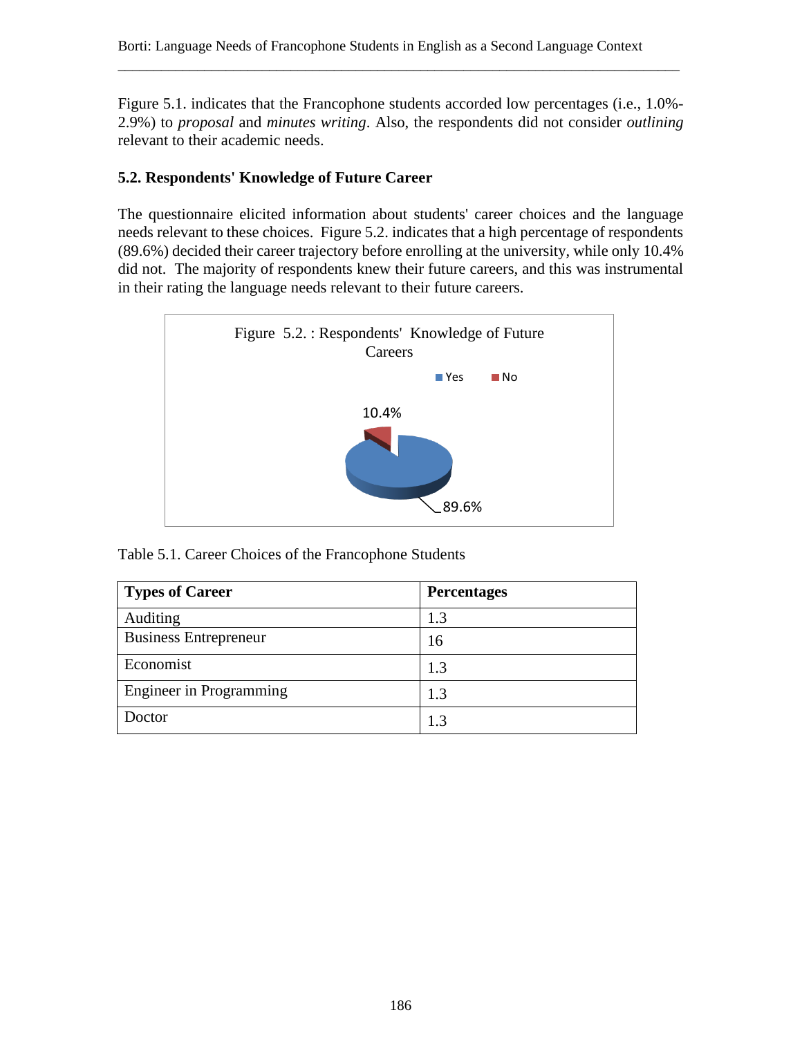Figure 5.1. indicates that the Francophone students accorded low percentages (i.e., 1.0%-2.9%) to *proposal* and *minutes writing*. Also, the respondents did not consider *outlining* relevant to their academic needs.

### 5.2. Respondents' Knowledge of Future Career

The questionnaire elicited information about students' career choices and the language needs relevant to these choices. Figure 5.2. indicates that a high percentage of respondents (89.6%) decided their career trajectory before enrolling at the university, while only 10.4% did not. The majority of respondents knew their future careers, and this was instrumental in their rating the language needs relevant to their future careers.

Figure 5.2. : Respondents' Knowledge of Future Careers

Yes: 89.6%
No: 10.4%

Table 5.1. Career Choices of the Francophone Students

| Types of Career | Percentages |
|---|---|
| Auditing | 1.3 |
| Business Entrepreneur | 16 |
| Economist | 1.3 |
| Engineer in Programming | 1.3 |
| Doctor | 1.3 |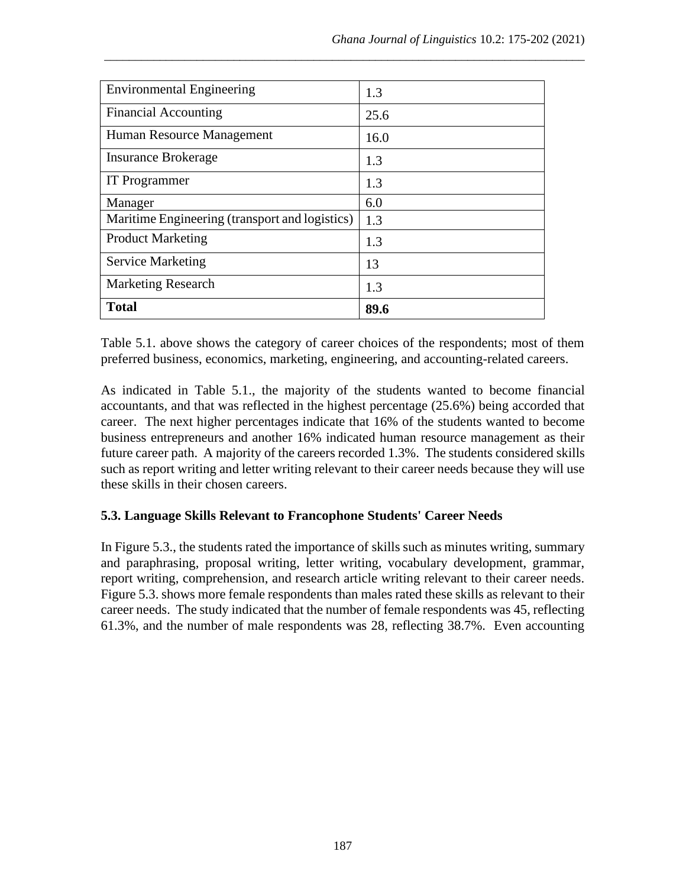| | |
|---|---|
| Environmental Engineering | 1.3 |
| Financial Accounting | 25.6 |
| Human Resource Management | 16.0 |
| Insurance Brokerage | 1.3 |
| IT Programmer | 1.3 |
| Manager | 6.0 |
| Maritime Engineering (transport and logistics) | 1.3 |
| Product Marketing | 1.3 |
| Service Marketing | 13 |
| Marketing Research | 1.3 |
| **Total** | **89.6** |

Table 5.1. above shows the category of career choices of the respondents; most of them preferred business, economics, marketing, engineering, and accounting-related careers.

As indicated in Table 5.1., the majority of the students wanted to become financial accountants, and that was reflected in the highest percentage (25.6%) being accorded that career. The next higher percentages indicate that 16% of the students wanted to become business entrepreneurs and another 16% indicated human resource management as their future career path. A majority of the careers recorded 1.3%. The students considered skills such as report writing and letter writing relevant to their career needs because they will use these skills in their chosen careers.

### 5.3. Language Skills Relevant to Francophone Students' Career Needs

In Figure 5.3., the students rated the importance of skills such as minutes writing, summary and paraphrasing, proposal writing, letter writing, vocabulary development, grammar, report writing, comprehension, and research article writing relevant to their career needs. Figure 5.3. shows more female respondents than males rated these skills as relevant to their career needs. The study indicated that the number of female respondents was 45, reflecting 61.3%, and the number of male respondents was 28, reflecting 38.7%. Even accounting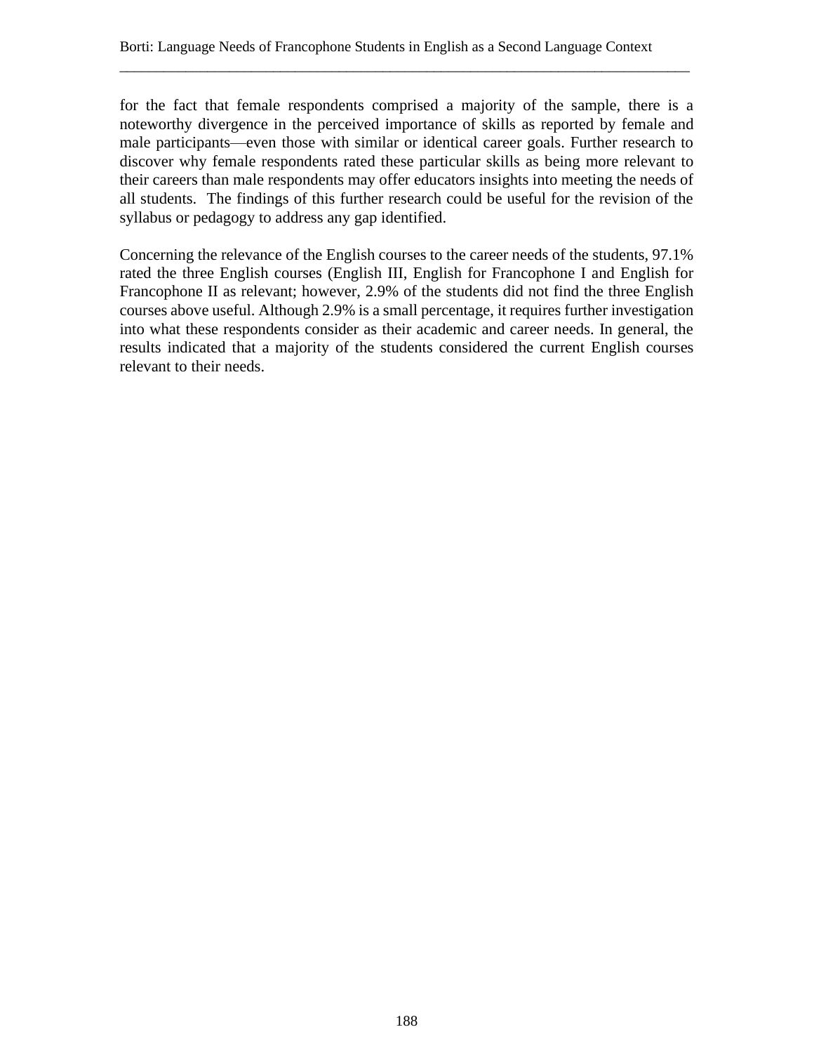for the fact that female respondents comprised a majority of the sample, there is a noteworthy divergence in the perceived importance of skills as reported by female and male participants—even those with similar or identical career goals. Further research to discover why female respondents rated these particular skills as being more relevant to their careers than male respondents may offer educators insights into meeting the needs of all students.  The findings of this further research could be useful for the revision of the syllabus or pedagogy to address any gap identified.

Concerning the relevance of the English courses to the career needs of the students, 97.1% rated the three English courses (English III, English for Francophone I and English for Francophone II as relevant; however, 2.9% of the students did not find the three English courses above useful. Although 2.9% is a small percentage, it requires further investigation into what these respondents consider as their academic and career needs. In general, the results indicated that a majority of the students considered the current English courses relevant to their needs.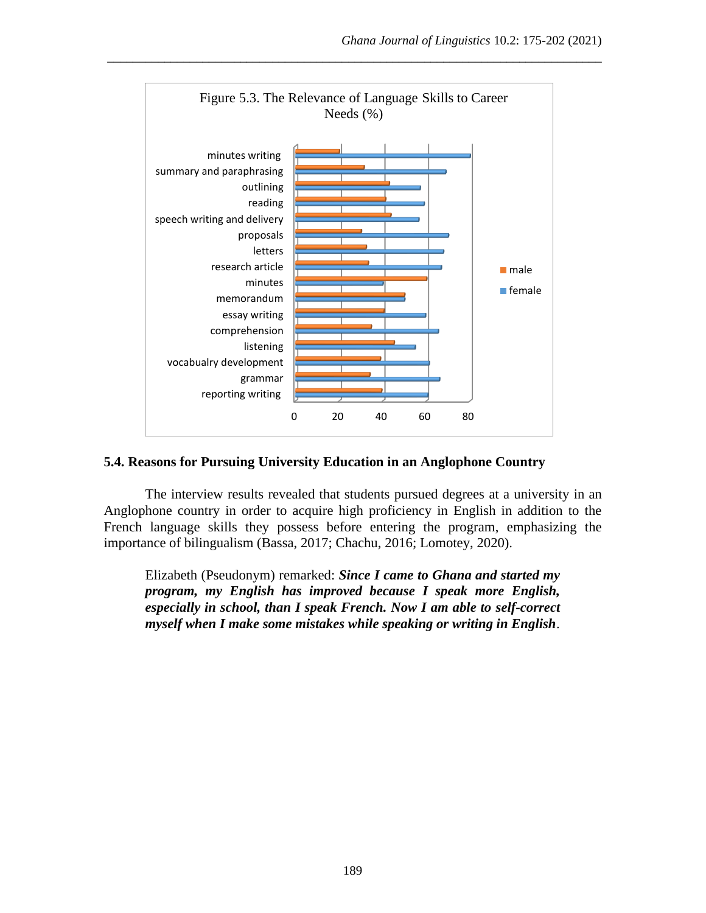Figure 5.3. The Relevance of Language Skills to Career Needs (%)

## 5.4. Reasons for Pursuing University Education in an Anglophone Country

The interview results revealed that students pursued degrees at a university in an Anglophone country in order to acquire high proficiency in English in addition to the French language skills they possess before entering the program, emphasizing the importance of bilingualism (Bassa, 2017; Chachu, 2016; Lomotey, 2020).

> Elizabeth (Pseudonym) remarked: ***Since I came to Ghana and started my program, my English has improved because I speak more English, especially in school, than I speak French. Now I am able to self-correct myself when I make some mistakes while speaking or writing in English***.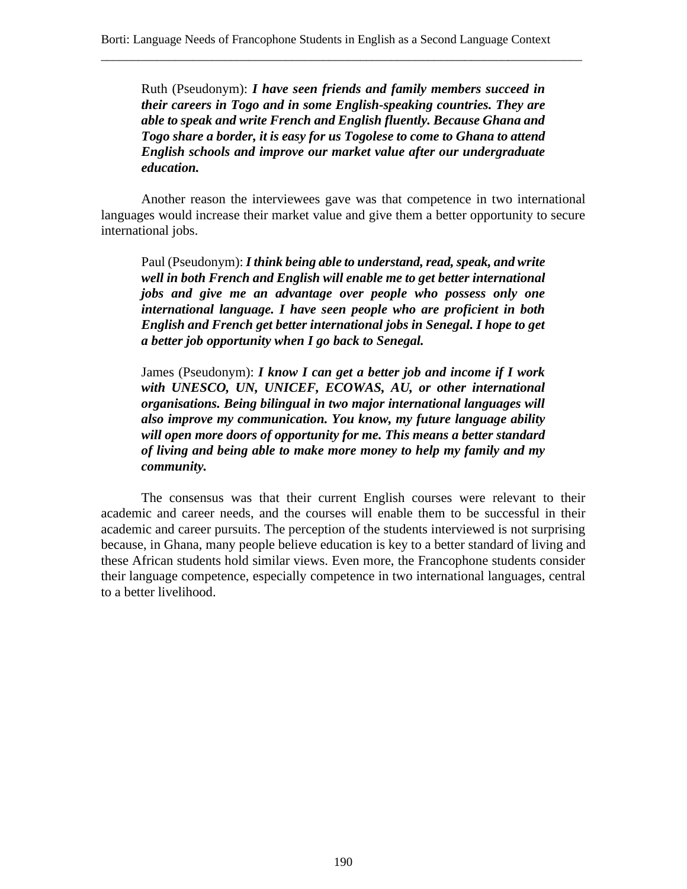> Ruth (Pseudonym): ***I have seen friends and family members succeed in their careers in Togo and in some English-speaking countries. They are able to speak and write French and English fluently. Because Ghana and Togo share a border, it is easy for us Togolese to come to Ghana to attend English schools and improve our market value after our undergraduate education.***

Another reason the interviewees gave was that competence in two international languages would increase their market value and give them a better opportunity to secure international jobs.

> Paul (Pseudonym): ***I think being able to understand, read, speak, and write well in both French and English will enable me to get better international jobs and give me an advantage over people who possess only one international language. I have seen people who are proficient in both English and French get better international jobs in Senegal. I hope to get a better job opportunity when I go back to Senegal.***

> James (Pseudonym): ***I know I can get a better job and income if I work with UNESCO, UN, UNICEF, ECOWAS, AU, or other international organisations. Being bilingual in two major international languages will also improve my communication. You know, my future language ability will open more doors of opportunity for me. This means a better standard of living and being able to make more money to help my family and my community.***

The consensus was that their current English courses were relevant to their academic and career needs, and the courses will enable them to be successful in their academic and career pursuits. The perception of the students interviewed is not surprising because, in Ghana, many people believe education is key to a better standard of living and these African students hold similar views. Even more, the Francophone students consider their language competence, especially competence in two international languages, central to a better livelihood.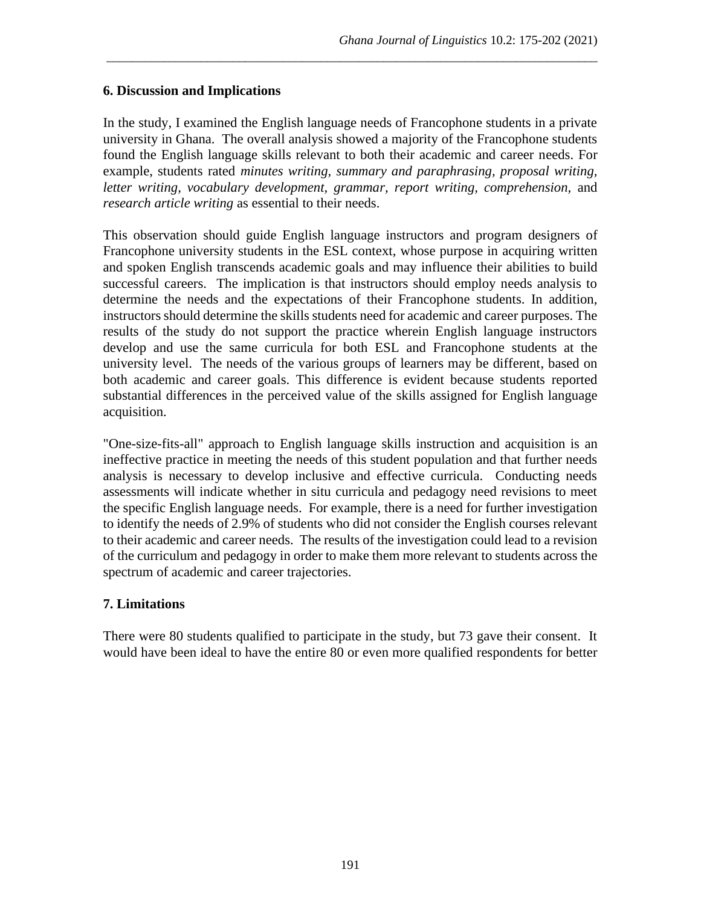## 6. Discussion and Implications

In the study, I examined the English language needs of Francophone students in a private university in Ghana. The overall analysis showed a majority of the Francophone students found the English language skills relevant to both their academic and career needs. For example, students rated *minutes writing*, *summary and paraphrasing*, *proposal writing*, *letter writing*, *vocabulary development*, *grammar*, *report writing*, *comprehension*, and *research article writing* as essential to their needs.

This observation should guide English language instructors and program designers of Francophone university students in the ESL context, whose purpose in acquiring written and spoken English transcends academic goals and may influence their abilities to build successful careers. The implication is that instructors should employ needs analysis to determine the needs and the expectations of their Francophone students. In addition, instructors should determine the skills students need for academic and career purposes. The results of the study do not support the practice wherein English language instructors develop and use the same curricula for both ESL and Francophone students at the university level. The needs of the various groups of learners may be different, based on both academic and career goals. This difference is evident because students reported substantial differences in the perceived value of the skills assigned for English language acquisition.

"One-size-fits-all" approach to English language skills instruction and acquisition is an ineffective practice in meeting the needs of this student population and that further needs analysis is necessary to develop inclusive and effective curricula. Conducting needs assessments will indicate whether in situ curricula and pedagogy need revisions to meet the specific English language needs. For example, there is a need for further investigation to identify the needs of 2.9% of students who did not consider the English courses relevant to their academic and career needs. The results of the investigation could lead to a revision of the curriculum and pedagogy in order to make them more relevant to students across the spectrum of academic and career trajectories.

## 7. Limitations

There were 80 students qualified to participate in the study, but 73 gave their consent. It would have been ideal to have the entire 80 or even more qualified respondents for better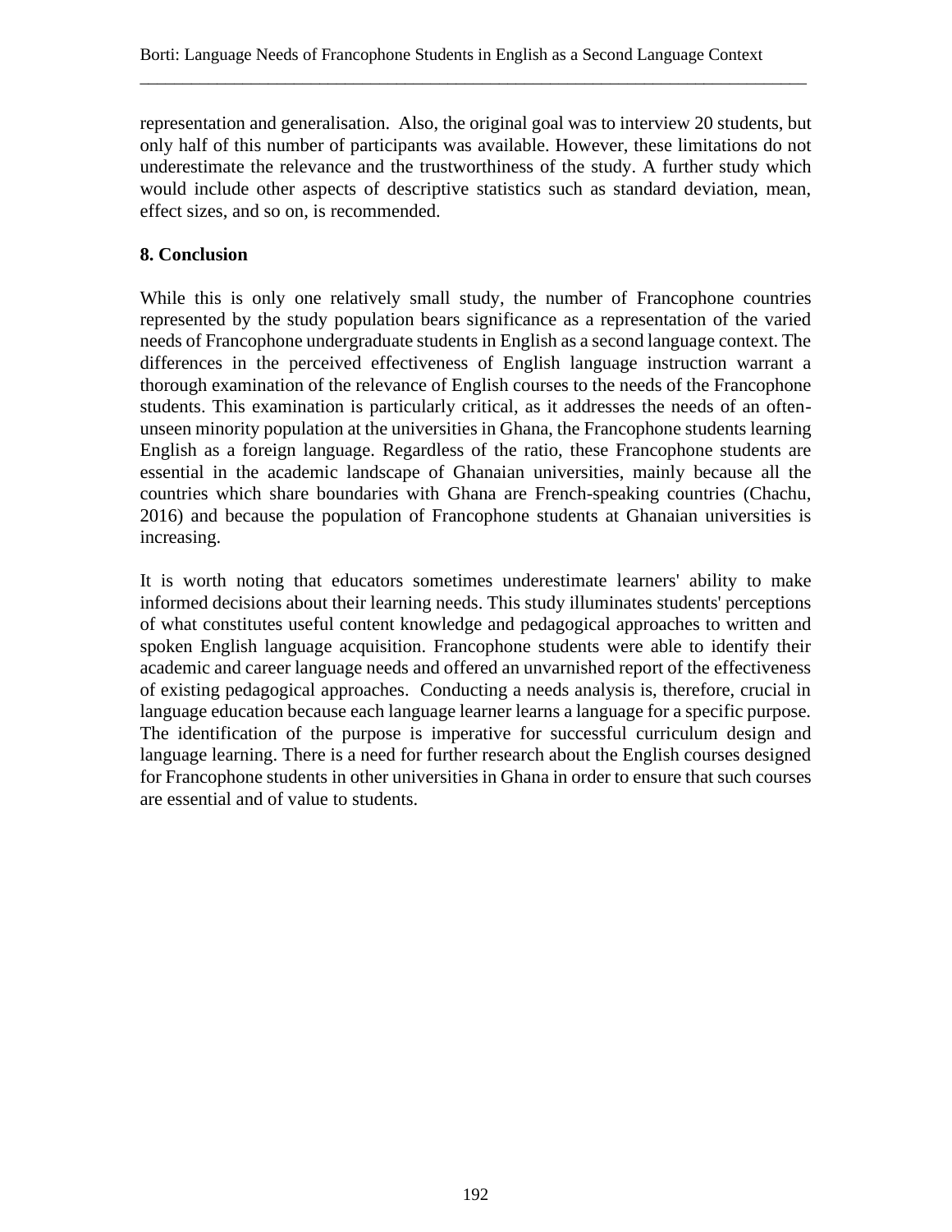representation and generalisation. Also, the original goal was to interview 20 students, but only half of this number of participants was available. However, these limitations do not underestimate the relevance and the trustworthiness of the study. A further study which would include other aspects of descriptive statistics such as standard deviation, mean, effect sizes, and so on, is recommended.

## 8. Conclusion

While this is only one relatively small study, the number of Francophone countries represented by the study population bears significance as a representation of the varied needs of Francophone undergraduate students in English as a second language context. The differences in the perceived effectiveness of English language instruction warrant a thorough examination of the relevance of English courses to the needs of the Francophone students. This examination is particularly critical, as it addresses the needs of an often-unseen minority population at the universities in Ghana, the Francophone students learning English as a foreign language. Regardless of the ratio, these Francophone students are essential in the academic landscape of Ghanaian universities, mainly because all the countries which share boundaries with Ghana are French-speaking countries (Chachu, 2016) and because the population of Francophone students at Ghanaian universities is increasing.

It is worth noting that educators sometimes underestimate learners' ability to make informed decisions about their learning needs. This study illuminates students' perceptions of what constitutes useful content knowledge and pedagogical approaches to written and spoken English language acquisition. Francophone students were able to identify their academic and career language needs and offered an unvarnished report of the effectiveness of existing pedagogical approaches. Conducting a needs analysis is, therefore, crucial in language education because each language learner learns a language for a specific purpose. The identification of the purpose is imperative for successful curriculum design and language learning. There is a need for further research about the English courses designed for Francophone students in other universities in Ghana in order to ensure that such courses are essential and of value to students.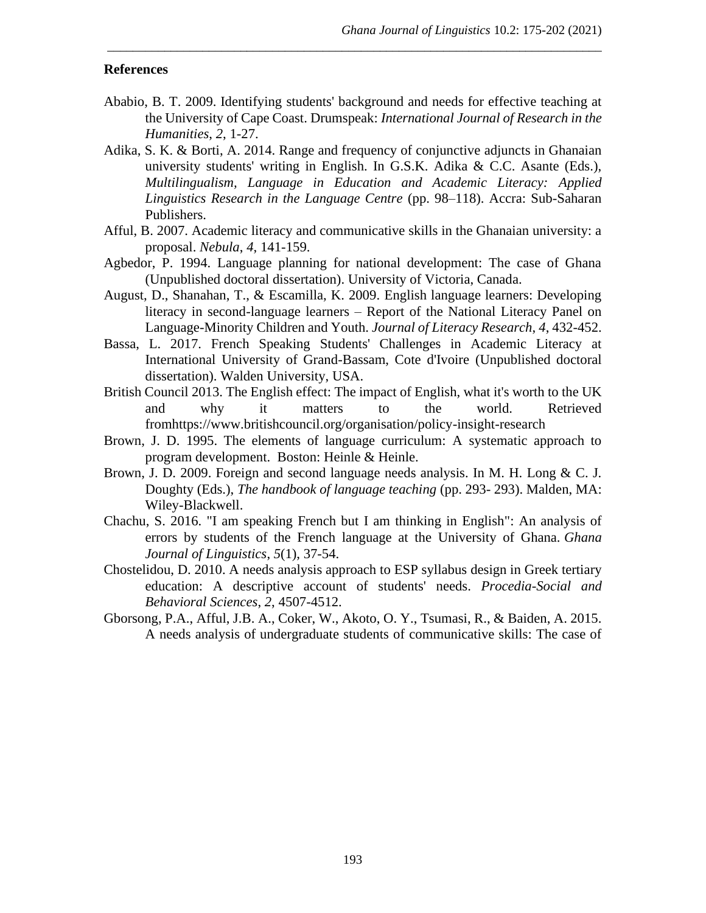**References**

Ababio, B. T. 2009. Identifying students' background and needs for effective teaching at the University of Cape Coast. Drumspeak: *International Journal of Research in the Humanities*, *2*, 1-27.

Adika, S. K. & Borti, A. 2014. Range and frequency of conjunctive adjuncts in Ghanaian university students' writing in English. In G.S.K. Adika & C.C. Asante (Eds.), *Multilingualism, Language in Education and Academic Literacy: Applied Linguistics Research in the Language Centre* (pp. 98–118). Accra: Sub-Saharan Publishers.

Afful, B. 2007. Academic literacy and communicative skills in the Ghanaian university: a proposal. *Nebula*, *4*, 141-159.

Agbedor, P. 1994. Language planning for national development: The case of Ghana (Unpublished doctoral dissertation). University of Victoria, Canada.

August, D., Shanahan, T., & Escamilla, K. 2009. English language learners: Developing literacy in second-language learners – Report of the National Literacy Panel on Language-Minority Children and Youth. *Journal of Literacy Research*, *4*, 432-452.

Bassa, L. 2017. French Speaking Students' Challenges in Academic Literacy at International University of Grand-Bassam, Cote d'Ivoire (Unpublished doctoral dissertation). Walden University, USA.

British Council 2013. The English effect: The impact of English, what it's worth to the UK and why it matters to the world. Retrieved fromhttps://www.britishcouncil.org/organisation/policy-insight-research

Brown, J. D. 1995. The elements of language curriculum: A systematic approach to program development. Boston: Heinle & Heinle.

Brown, J. D. 2009. Foreign and second language needs analysis. In M. H. Long & C. J. Doughty (Eds.), *The handbook of language teaching* (pp. 293- 293). Malden, MA: Wiley-Blackwell.

Chachu, S. 2016. "I am speaking French but I am thinking in English": An analysis of errors by students of the French language at the University of Ghana. *Ghana Journal of Linguistics*, *5*(1), 37-54.

Chostelidou, D. 2010. A needs analysis approach to ESP syllabus design in Greek tertiary education: A descriptive account of students' needs. *Procedia-Social and Behavioral Sciences*, *2*, 4507-4512.

Gborsong, P.A., Afful, J.B. A., Coker, W., Akoto, O. Y., Tsumasi, R., & Baiden, A. 2015. A needs analysis of undergraduate students of communicative skills: The case of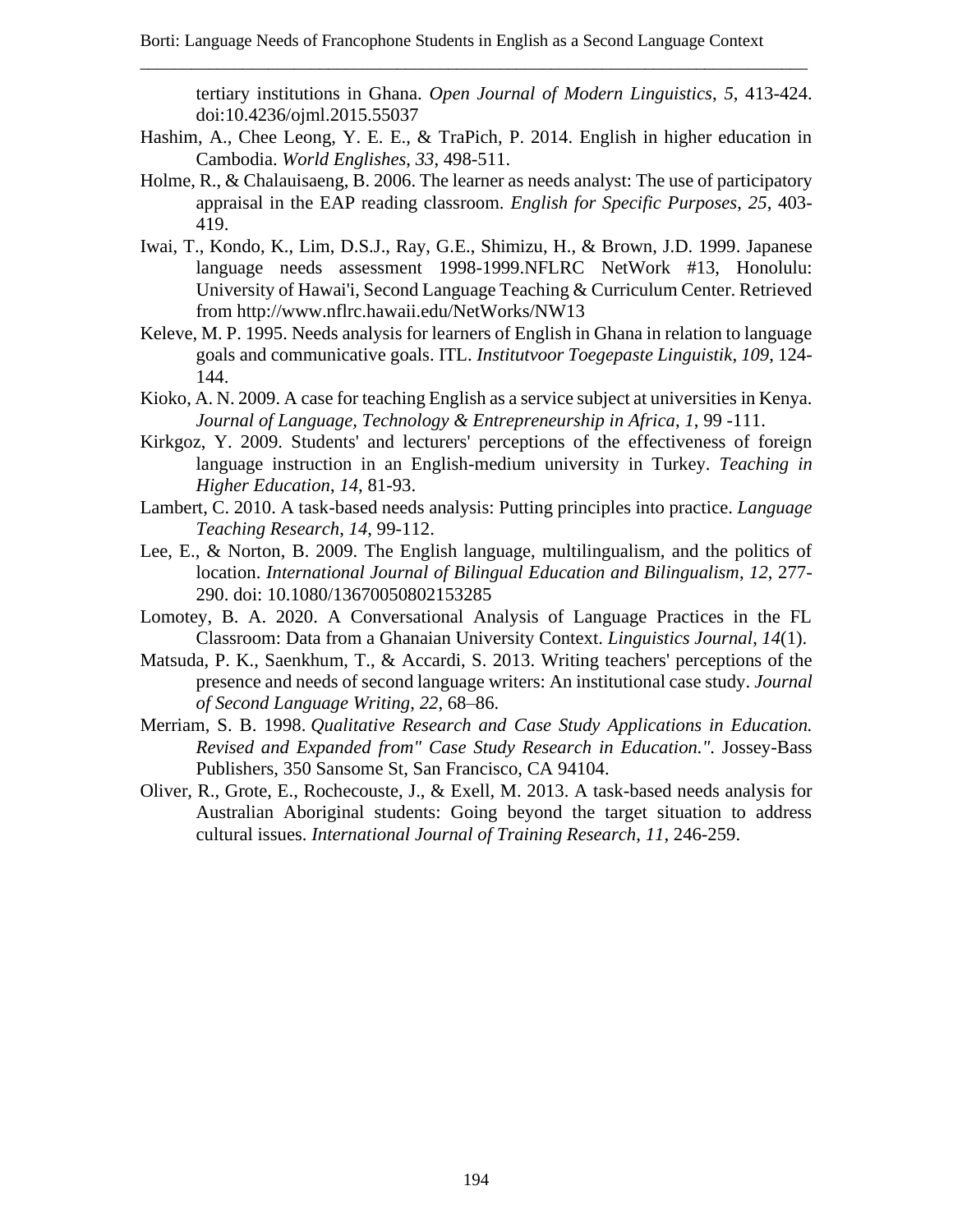tertiary institutions in Ghana. *Open Journal of Modern Linguistics*, *5*, 413-424. doi:10.4236/ojml.2015.55037

Hashim, A., Chee Leong, Y. E. E., & TraPich, P. 2014. English in higher education in Cambodia. *World Englishes*, *33*, 498-511.

Holme, R., & Chalauisaeng, B. 2006. The learner as needs analyst: The use of participatory appraisal in the EAP reading classroom. *English for Specific Purposes*, *25*, 403-419.

Iwai, T., Kondo, K., Lim, D.S.J., Ray, G.E., Shimizu, H., & Brown, J.D. 1999. Japanese language needs assessment 1998-1999.NFLRC NetWork #13, Honolulu: University of Hawai'i, Second Language Teaching & Curriculum Center. Retrieved from http://www.nflrc.hawaii.edu/NetWorks/NW13

Keleve, M. P. 1995. Needs analysis for learners of English in Ghana in relation to language goals and communicative goals. ITL. *Institutvoor Toegepaste Linguistik*, *109*, 124-144.

Kioko, A. N. 2009. A case for teaching English as a service subject at universities in Kenya. *Journal of Language, Technology & Entrepreneurship in Africa*, *1*, 99 -111.

Kirkgoz, Y. 2009. Students' and lecturers' perceptions of the effectiveness of foreign language instruction in an English-medium university in Turkey. *Teaching in Higher Education*, *14*, 81-93.

Lambert, C. 2010. A task-based needs analysis: Putting principles into practice. *Language Teaching Research*, *14*, 99-112.

Lee, E., & Norton, B. 2009. The English language, multilingualism, and the politics of location. *International Journal of Bilingual Education and Bilingualism*, *12*, 277-290. doi: 10.1080/13670050802153285

Lomotey, B. A. 2020. A Conversational Analysis of Language Practices in the FL Classroom: Data from a Ghanaian University Context. *Linguistics Journal, 14*(1).

Matsuda, P. K., Saenkhum, T., & Accardi, S. 2013. Writing teachers' perceptions of the presence and needs of second language writers: An institutional case study. *Journal of Second Language Writing*, *22*, 68–86.

Merriam, S. B. 1998. *Qualitative Research and Case Study Applications in Education. Revised and Expanded from" Case Study Research in Education."*. Jossey-Bass Publishers, 350 Sansome St, San Francisco, CA 94104.

Oliver, R., Grote, E., Rochecouste, J., & Exell, M. 2013. A task-based needs analysis for Australian Aboriginal students: Going beyond the target situation to address cultural issues. *International Journal of Training Research*, *11*, 246-259.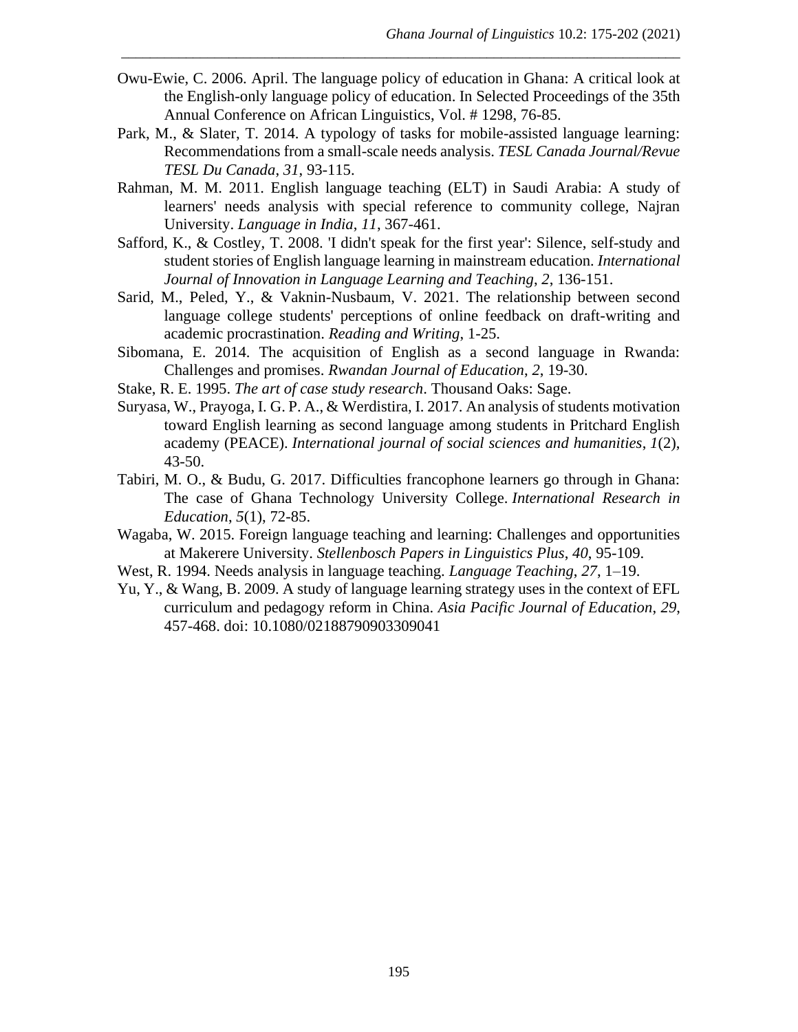Owu-Ewie, C. 2006. April. The language policy of education in Ghana: A critical look at the English-only language policy of education. In Selected Proceedings of the 35th Annual Conference on African Linguistics, Vol. # 1298, 76-85.

Park, M., & Slater, T. 2014. A typology of tasks for mobile-assisted language learning: Recommendations from a small-scale needs analysis. *TESL Canada Journal/Revue TESL Du Canada*, *31*, 93-115.

Rahman, M. M. 2011. English language teaching (ELT) in Saudi Arabia: A study of learners' needs analysis with special reference to community college, Najran University. *Language in India*, *11*, 367-461.

Safford, K., & Costley, T. 2008. 'I didn't speak for the first year': Silence, self-study and student stories of English language learning in mainstream education. *International Journal of Innovation in Language Learning and Teaching*, *2*, 136-151.

Sarid, M., Peled, Y., & Vaknin-Nusbaum, V. 2021. The relationship between second language college students' perceptions of online feedback on draft-writing and academic procrastination. *Reading and Writing*, 1-25.

Sibomana, E. 2014. The acquisition of English as a second language in Rwanda: Challenges and promises. *Rwandan Journal of Education*, *2*, 19-30.

Stake, R. E. 1995. *The art of case study research*. Thousand Oaks: Sage.

Suryasa, W., Prayoga, I. G. P. A., & Werdistira, I. 2017. An analysis of students motivation toward English learning as second language among students in Pritchard English academy (PEACE). *International journal of social sciences and humanities*, *1*(2), 43-50.

Tabiri, M. O., & Budu, G. 2017. Difficulties francophone learners go through in Ghana: The case of Ghana Technology University College. *International Research in Education*, *5*(1), 72-85.

Wagaba, W. 2015. Foreign language teaching and learning: Challenges and opportunities at Makerere University. *Stellenbosch Papers in Linguistics Plus*, *40*, 95-109.

West, R. 1994. Needs analysis in language teaching. *Language Teaching*, *27*, 1–19.

Yu, Y., & Wang, B. 2009. A study of language learning strategy uses in the context of EFL curriculum and pedagogy reform in China. *Asia Pacific Journal of Education*, *29*, 457-468. doi: 10.1080/02188790903309041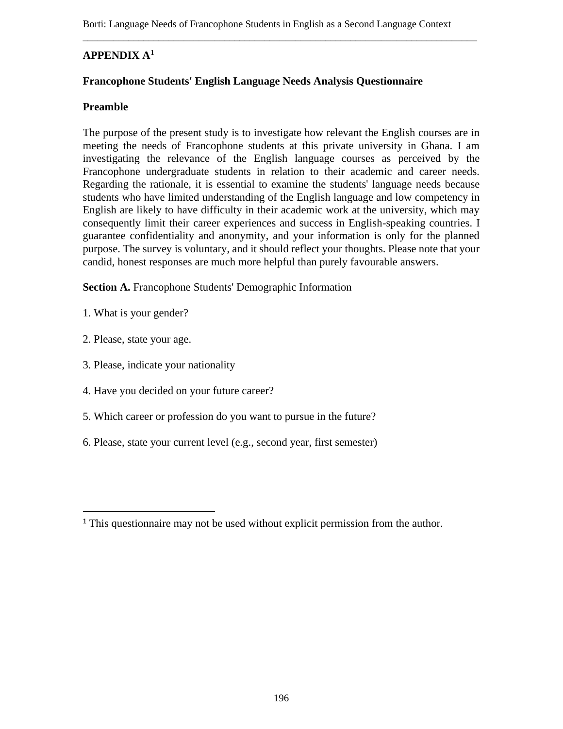## APPENDIX A[1]

### Francophone Students' English Language Needs Analysis Questionnaire

### Preamble

The purpose of the present study is to investigate how relevant the English courses are in meeting the needs of Francophone students at this private university in Ghana. I am investigating the relevance of the English language courses as perceived by the Francophone undergraduate students in relation to their academic and career needs. Regarding the rationale, it is essential to examine the students' language needs because students who have limited understanding of the English language and low competency in English are likely to have difficulty in their academic work at the university, which may consequently limit their career experiences and success in English-speaking countries. I guarantee confidentiality and anonymity, and your information is only for the planned purpose. The survey is voluntary, and it should reflect your thoughts. Please note that your candid, honest responses are much more helpful than purely favourable answers.

**Section A.** Francophone Students' Demographic Information

1. What is your gender?

2. Please, state your age.

3. Please, indicate your nationality

4. Have you decided on your future career?

5. Which career or profession do you want to pursue in the future?

6. Please, state your current level (e.g., second year, first semester)

---

[1] This questionnaire may not be used without explicit permission from the author.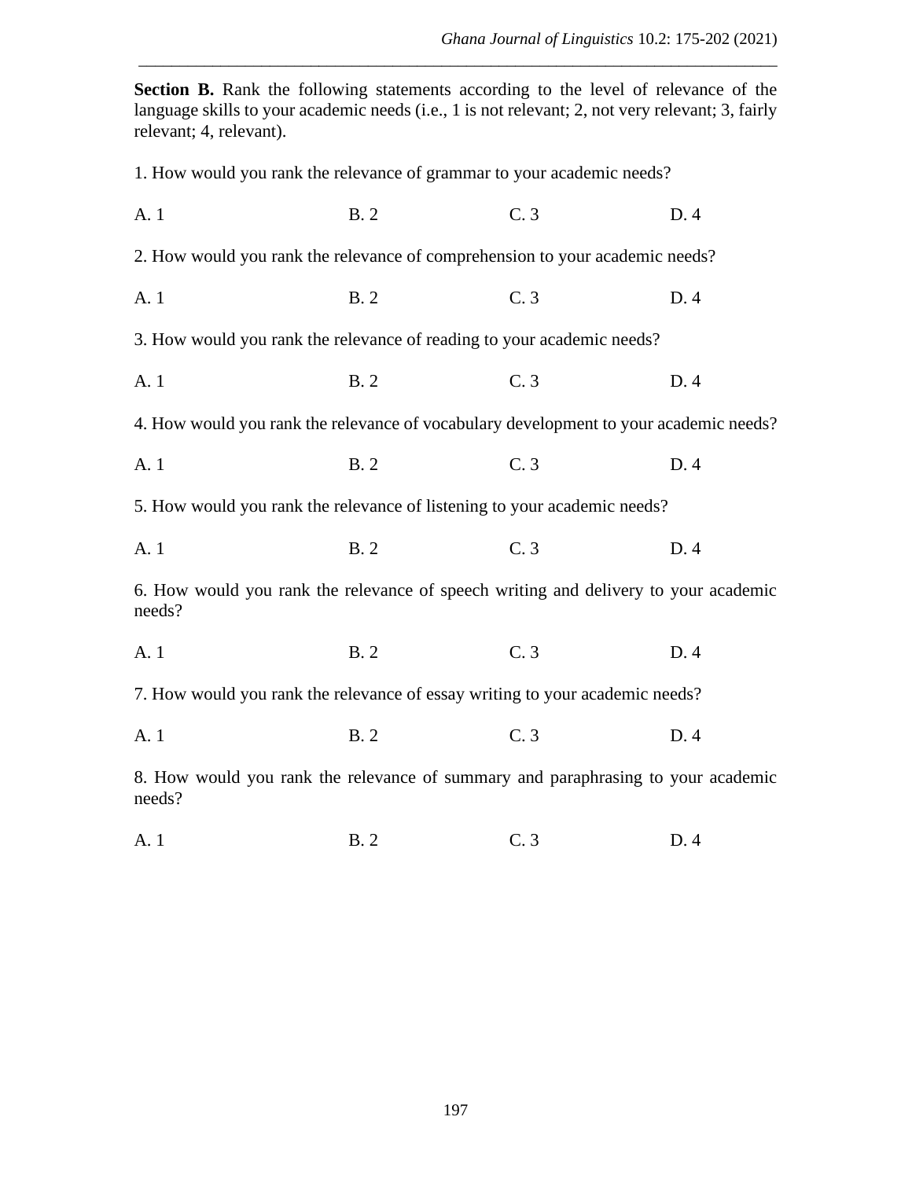**Section B.** Rank the following statements according to the level of relevance of the language skills to your academic needs (i.e., 1 is not relevant; 2, not very relevant; 3, fairly relevant; 4, relevant).

1. How would you rank the relevance of grammar to your academic needs?

A. 1 B. 2 C. 3 D. 4

2. How would you rank the relevance of comprehension to your academic needs?

A. 1 B. 2 C. 3 D. 4

3. How would you rank the relevance of reading to your academic needs?

A. 1 B. 2 C. 3 D. 4

4. How would you rank the relevance of vocabulary development to your academic needs?

A. 1 B. 2 C. 3 D. 4

5. How would you rank the relevance of listening to your academic needs?

A. 1 B. 2 C. 3 D. 4

6. How would you rank the relevance of speech writing and delivery to your academic needs?

A. 1 B. 2 C. 3 D. 4

7. How would you rank the relevance of essay writing to your academic needs?

A. 1 B. 2 C. 3 D. 4

8. How would you rank the relevance of summary and paraphrasing to your academic needs?

A. 1 B. 2 C. 3 D. 4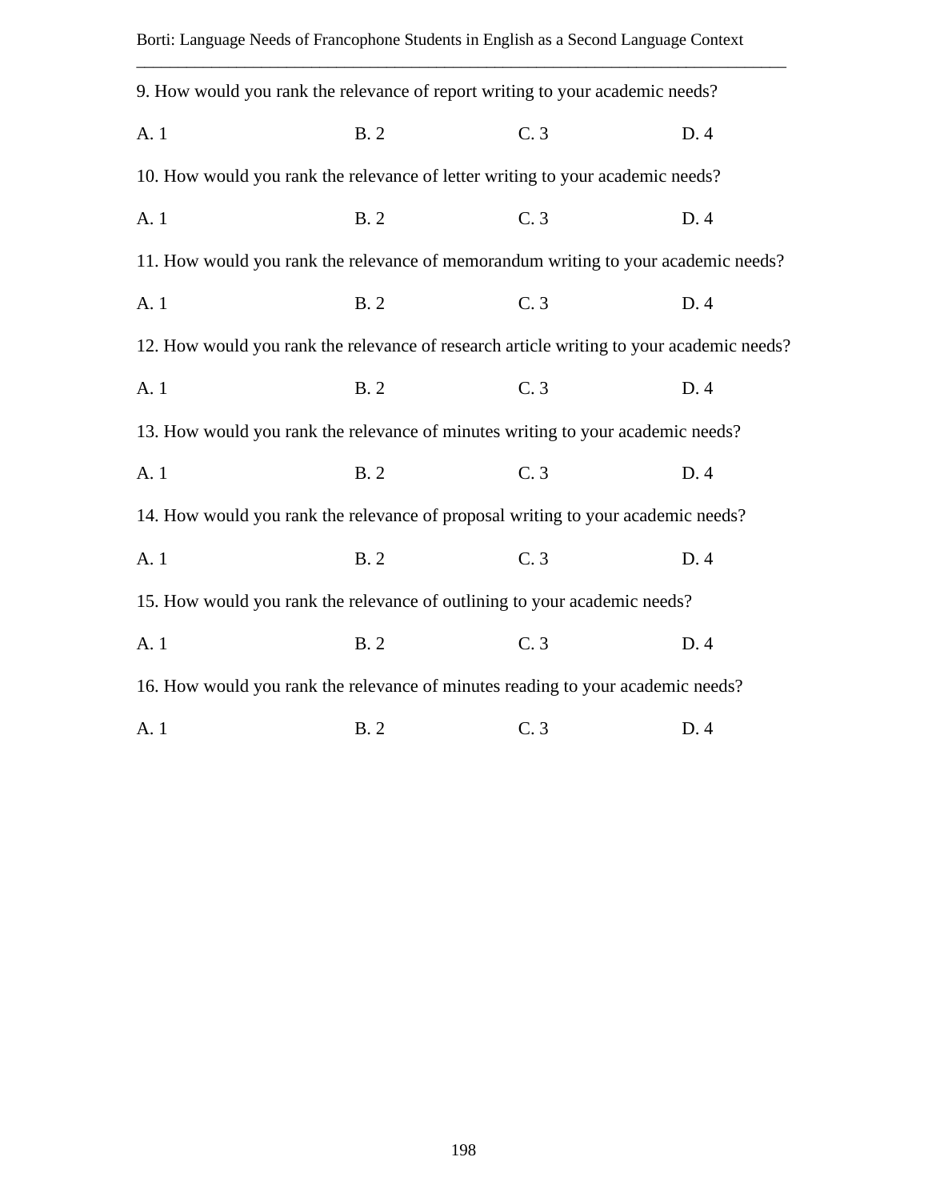9. How would you rank the relevance of report writing to your academic needs?

A. 1 B. 2 C. 3 D. 4

10. How would you rank the relevance of letter writing to your academic needs?

A. 1 B. 2 C. 3 D. 4

11. How would you rank the relevance of memorandum writing to your academic needs?

A. 1 B. 2 C. 3 D. 4

12. How would you rank the relevance of research article writing to your academic needs?

A. 1 B. 2 C. 3 D. 4

13. How would you rank the relevance of minutes writing to your academic needs?

A. 1 B. 2 C. 3 D. 4

14. How would you rank the relevance of proposal writing to your academic needs?

A. 1 B. 2 C. 3 D. 4

15. How would you rank the relevance of outlining to your academic needs?

A. 1 B. 2 C. 3 D. 4

16. How would you rank the relevance of minutes reading to your academic needs?

A. 1 B. 2 C. 3 D. 4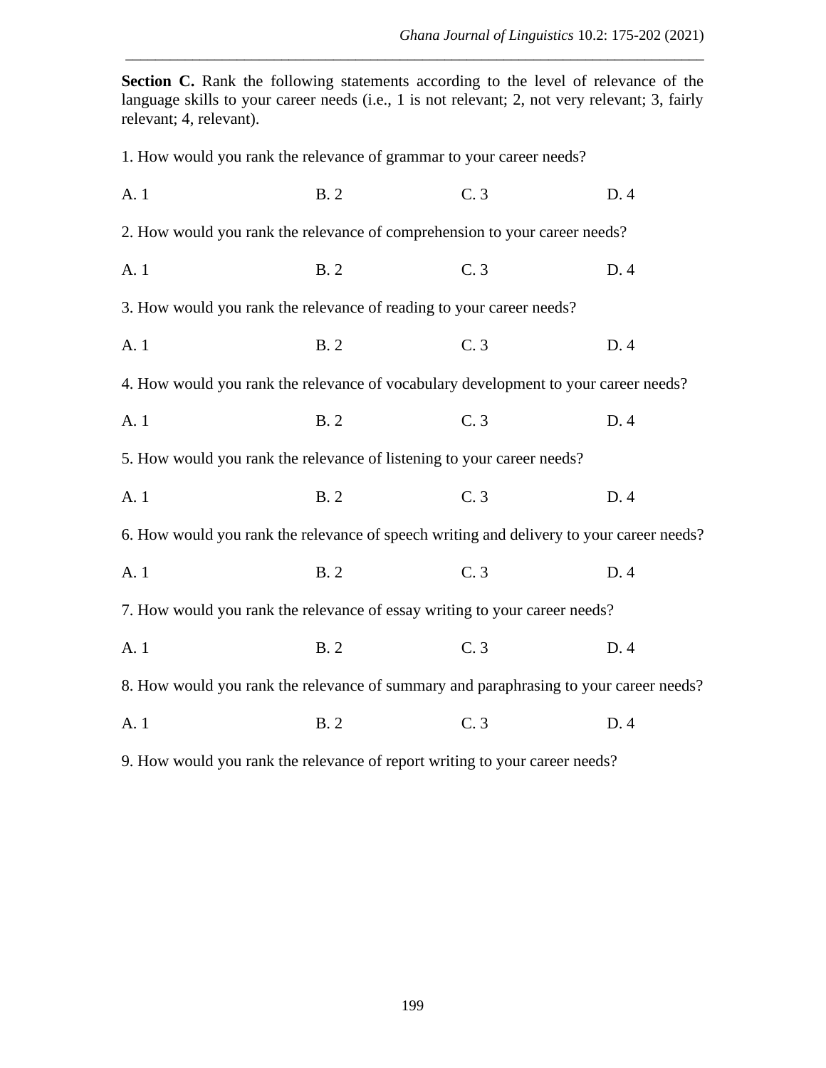**Section C.** Rank the following statements according to the level of relevance of the language skills to your career needs (i.e., 1 is not relevant; 2, not very relevant; 3, fairly relevant; 4, relevant).

1. How would you rank the relevance of grammar to your career needs?

A. 1 B. 2 C. 3 D. 4

2. How would you rank the relevance of comprehension to your career needs?

A. 1 B. 2 C. 3 D. 4

3. How would you rank the relevance of reading to your career needs?

A. 1 B. 2 C. 3 D. 4

4. How would you rank the relevance of vocabulary development to your career needs?

A. 1 B. 2 C. 3 D. 4

5. How would you rank the relevance of listening to your career needs?

A. 1 B. 2 C. 3 D. 4

6. How would you rank the relevance of speech writing and delivery to your career needs?

A. 1 B. 2 C. 3 D. 4

7. How would you rank the relevance of essay writing to your career needs?

A. 1 B. 2 C. 3 D. 4

8. How would you rank the relevance of summary and paraphrasing to your career needs?

A. 1 B. 2 C. 3 D. 4

9. How would you rank the relevance of report writing to your career needs?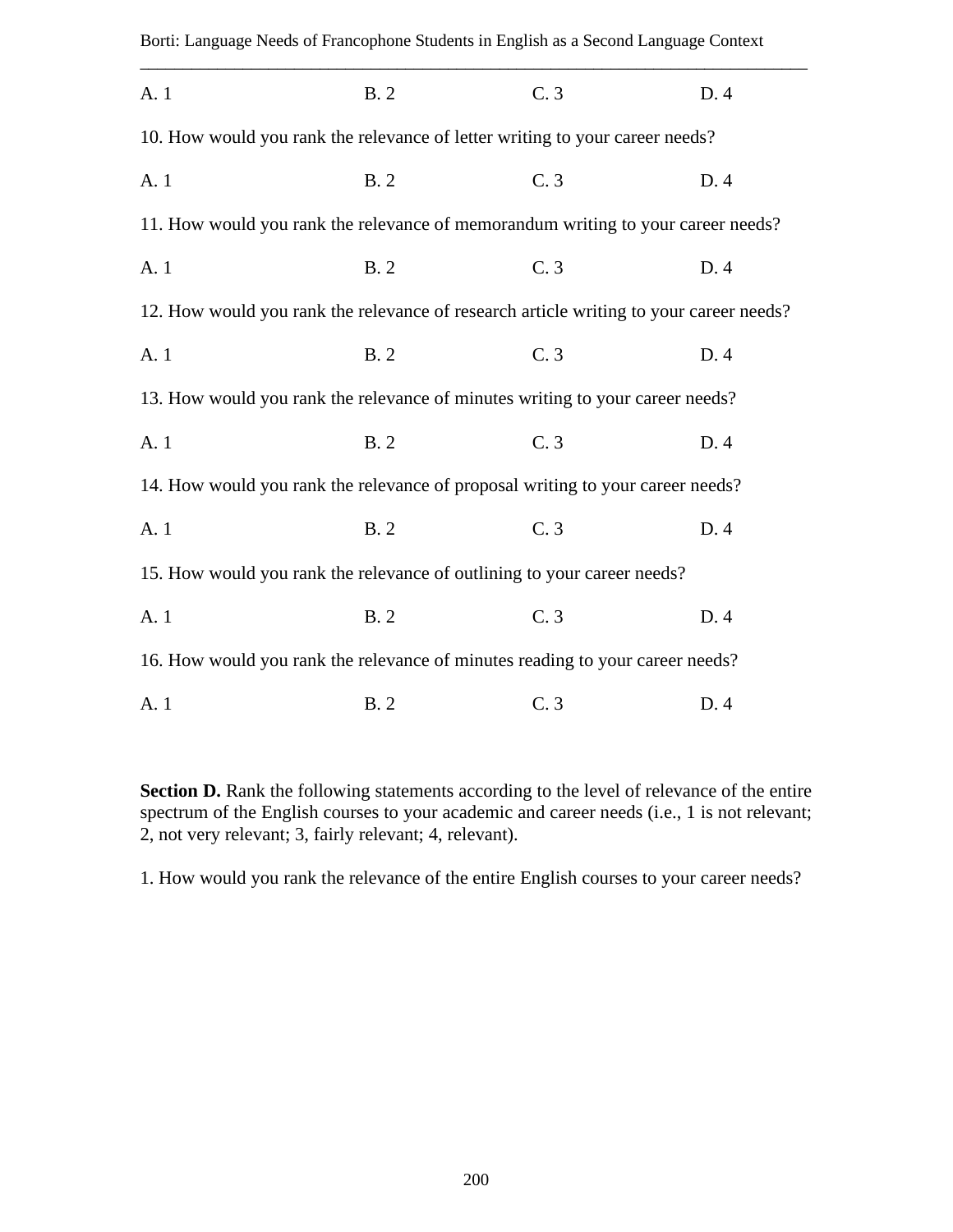A. 1 B. 2 C. 3 D. 4

10. How would you rank the relevance of letter writing to your career needs?

A. 1 B. 2 C. 3 D. 4

11. How would you rank the relevance of memorandum writing to your career needs?

A. 1 B. 2 C. 3 D. 4

12. How would you rank the relevance of research article writing to your career needs?

A. 1 B. 2 C. 3 D. 4

13. How would you rank the relevance of minutes writing to your career needs?

A. 1 B. 2 C. 3 D. 4

14. How would you rank the relevance of proposal writing to your career needs?

A. 1 B. 2 C. 3 D. 4

15. How would you rank the relevance of outlining to your career needs?

A. 1 B. 2 C. 3 D. 4

16. How would you rank the relevance of minutes reading to your career needs?

A. 1 B. 2 C. 3 D. 4

**Section D.** Rank the following statements according to the level of relevance of the entire spectrum of the English courses to your academic and career needs (i.e., 1 is not relevant; 2, not very relevant; 3, fairly relevant; 4, relevant).

1. How would you rank the relevance of the entire English courses to your career needs?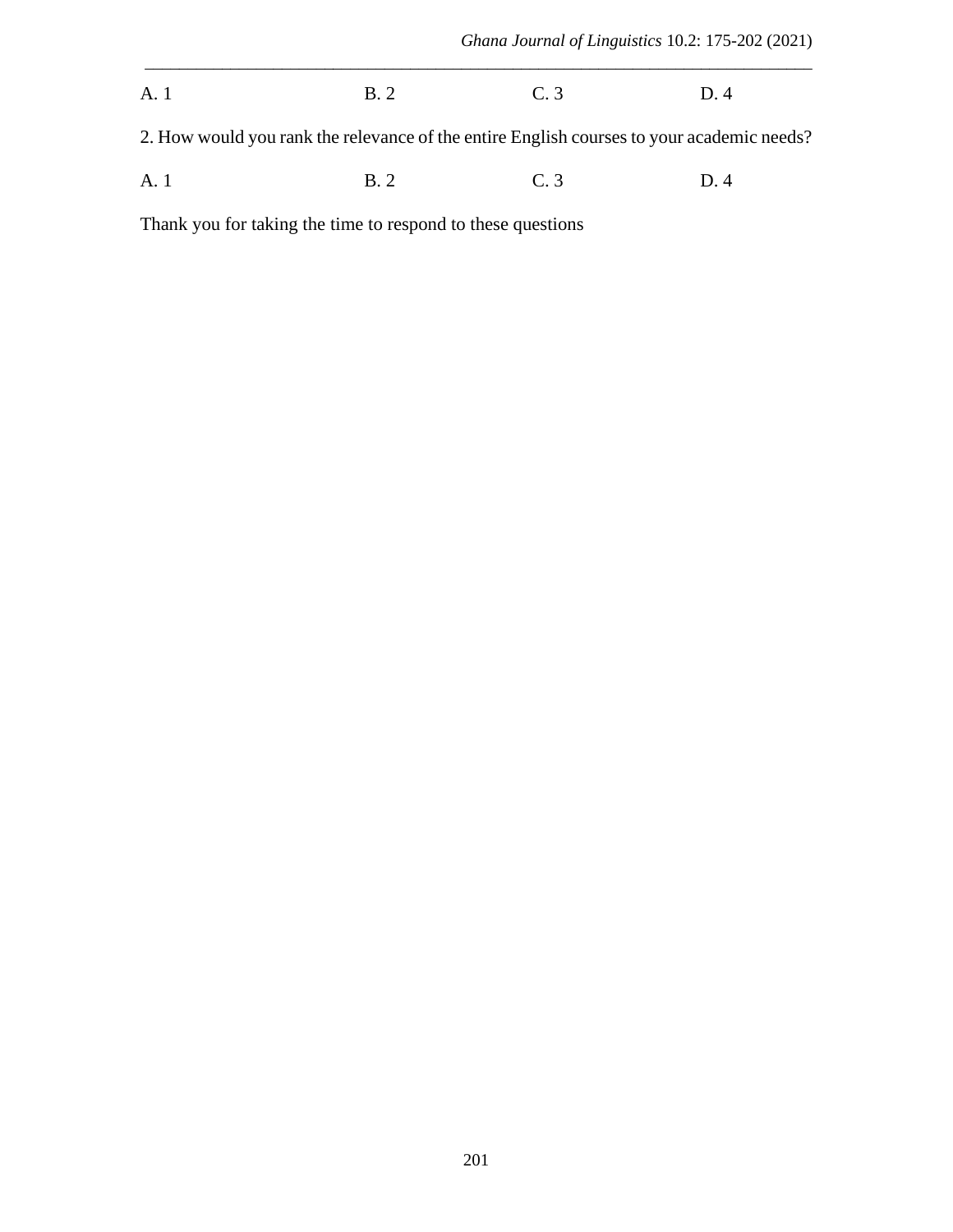A. 1 B. 2 C. 3 D. 4

2. How would you rank the relevance of the entire English courses to your academic needs?

A. 1 B. 2 C. 3 D. 4

Thank you for taking the time to respond to these questions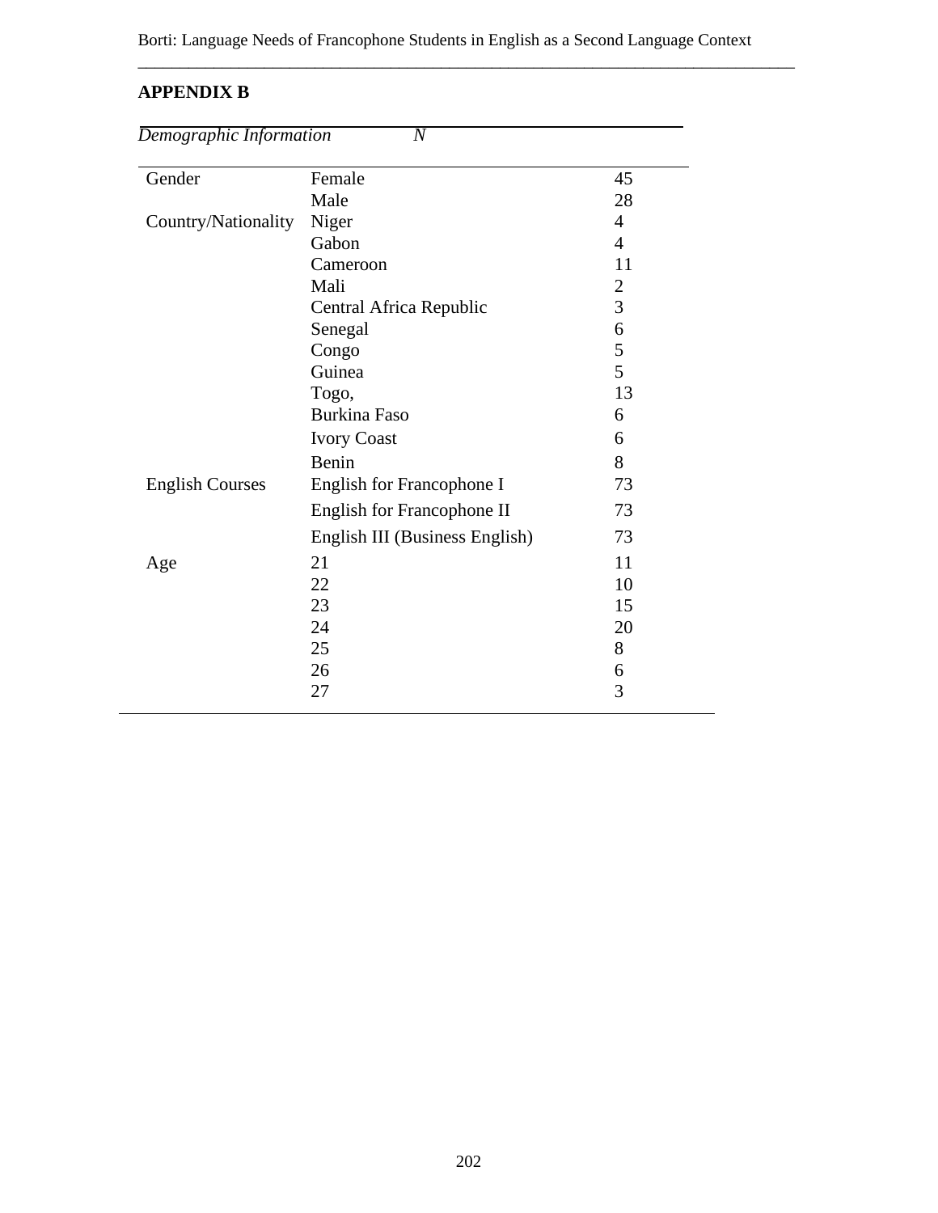## APPENDIX B

| *Demographic Information* | *N* | |
|---|---|---|
| Gender | Female | 45 |
| | Male | 28 |
| Country/Nationality | Niger | 4 |
| | Gabon | 4 |
| | Cameroon | 11 |
| | Mali | 2 |
| | Central Africa Republic | 3 |
| | Senegal | 6 |
| | Congo | 5 |
| | Guinea | 5 |
| | Togo, | 13 |
| | Burkina Faso | 6 |
| | Ivory Coast | 6 |
| | Benin | 8 |
| English Courses | English for Francophone I | 73 |
| | English for Francophone II | 73 |
| | English III (Business English) | 73 |
| Age | 21 | 11 |
| | 22 | 10 |
| | 23 | 15 |
| | 24 | 20 |
| | 25 | 8 |
| | 26 | 6 |
| | 27 | 3 |